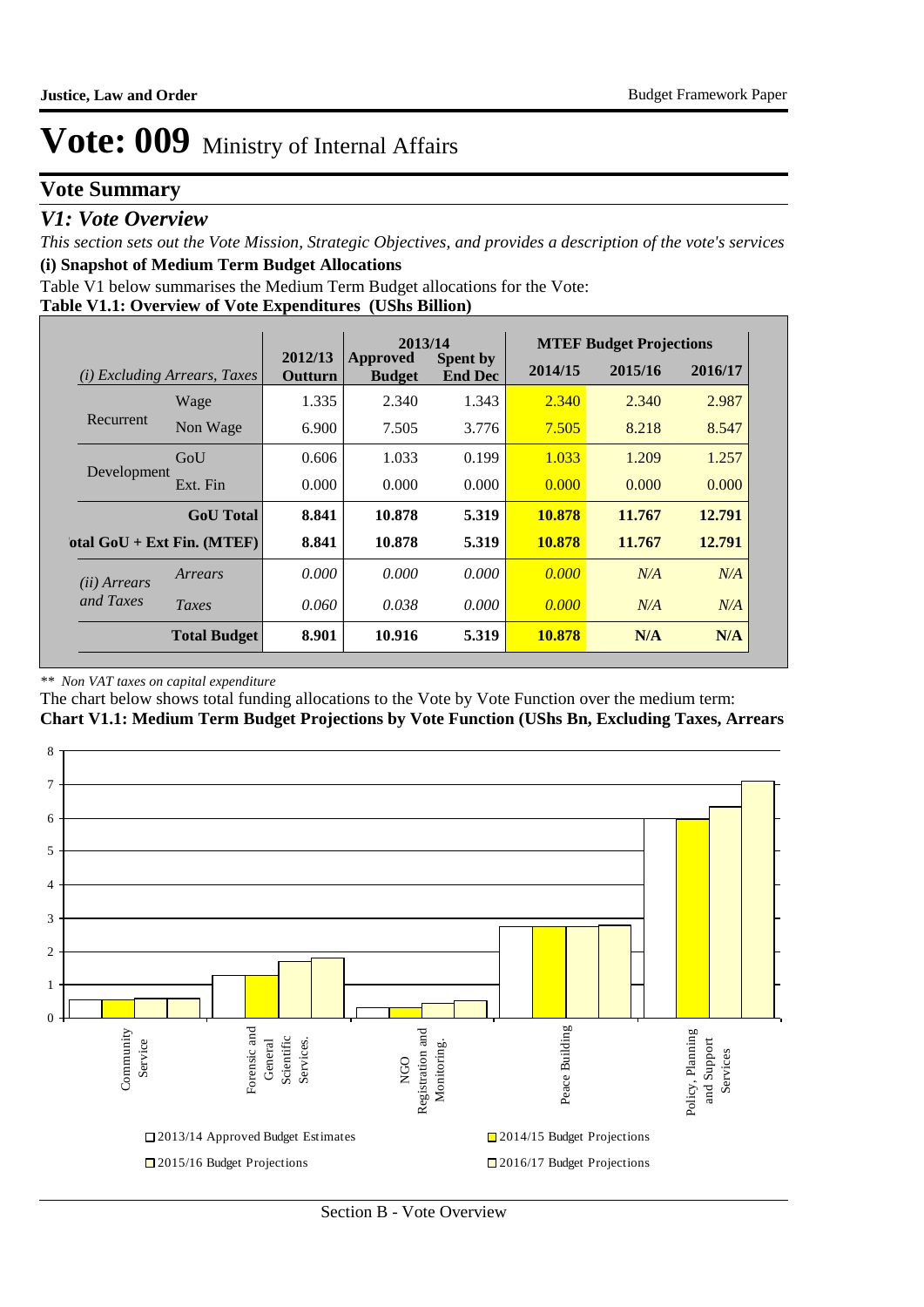# Vote: 009 Ministry of Internal Affairs

## Vote Summary

### *V1: Vote Overview*

*This section sets out the Vote Mission, Strategic Objectives, and provides a description of the vote's services*

**(i) Snapshot of Medium Term Budget Allocations**

Table V1 below summarises the Medium Term Budget allocations for the Vote:

**Table V1.1: Overview of Vote Expenditures (UShs Billion)**

| *(i) Excluding Arrears, Taxes* | | 2012/13 Outturn | 2013/14 Approved Budget | 2013/14 Spent by End Dec | MTEF Budget Projections 2014/15 | 2015/16 | 2016/17 |
|---|---|---|---|---|---|---|---|
| Recurrent | Wage | 1.335 | 2.340 | 1.343 | 2.340 | 2.340 | 2.987 |
| | Non Wage | 6.900 | 7.505 | 3.776 | 7.505 | 8.218 | 8.547 |
| Development | GoU | 0.606 | 1.033 | 0.199 | 1.033 | 1.209 | 1.257 |
| | Ext. Fin | 0.000 | 0.000 | 0.000 | 0.000 | 0.000 | 0.000 |
| | **GoU Total** | **8.841** | **10.878** | **5.319** | **10.878** | **11.767** | **12.791** |
| **Total GoU + Ext Fin. (MTEF)** | | **8.841** | **10.878** | **5.319** | **10.878** | **11.767** | **12.791** |
| *(ii) Arrears and Taxes* | *Arrears* | *0.000* | *0.000* | *0.000* | *0.000* | *N/A* | *N/A* |
| | *Taxes* | *0.060* | *0.038* | *0.000* | *0.000* | *N/A* | *N/A* |
| | **Total Budget** | **8.901** | **10.916** | **5.319** | **10.878** | **N/A** | **N/A** |

*\*\* Non VAT taxes on capital expenditure*

The chart below shows total funding allocations to the Vote by Vote Function over the medium term:

**Chart V1.1: Medium Term Budget Projections by Vote Function (UShs Bn, Excluding Taxes, Arrears**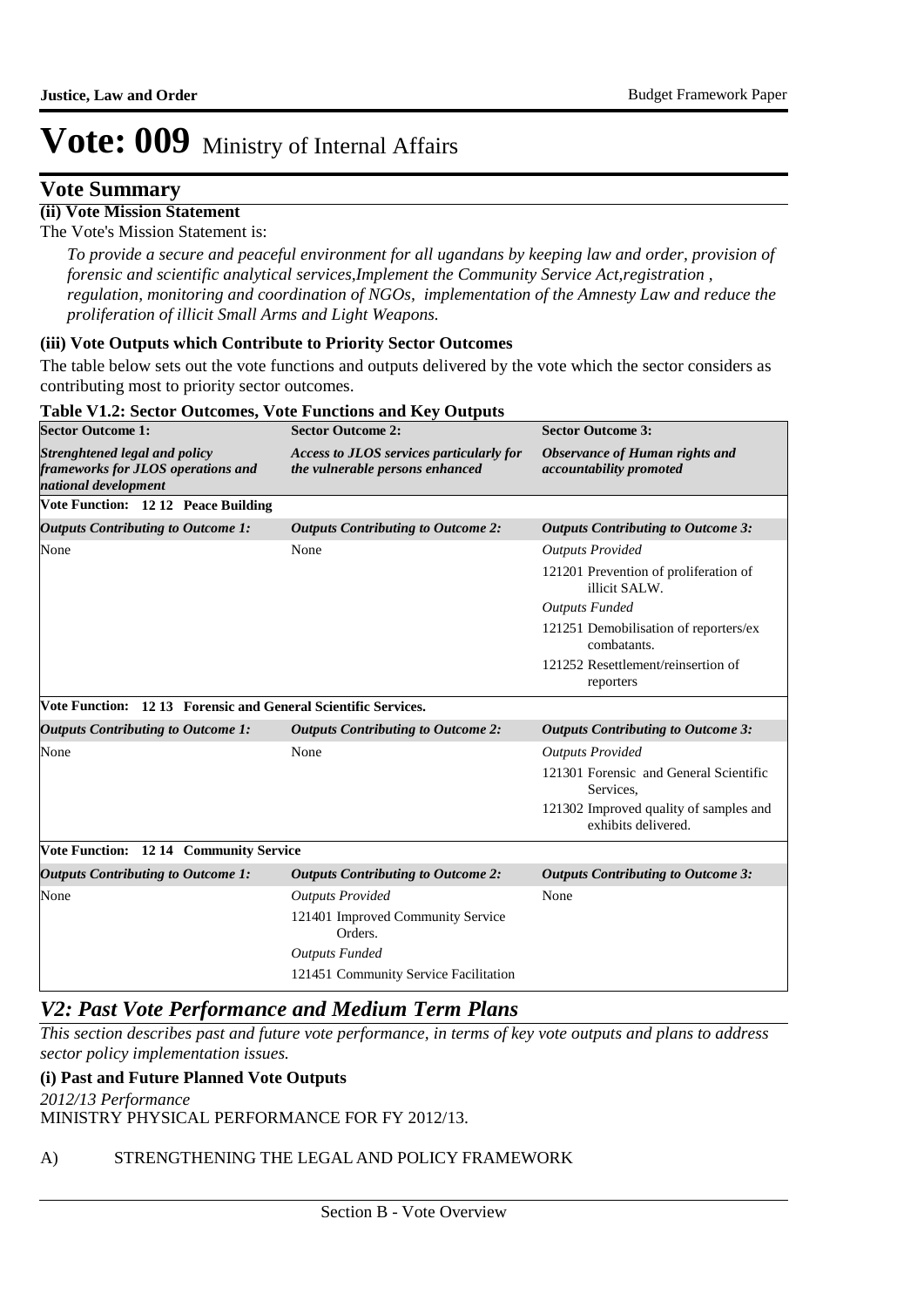# Vote: 009 Ministry of Internal Affairs

## Vote Summary

**(ii) Vote Mission Statement**

The Vote's Mission Statement is:

*To provide a secure and peaceful environment for all ugandans by keeping law and order, provision of forensic and scientific analytical services,Implement the Community Service Act,registration , regulation, monitoring and coordination of NGOs, implementation of the Amnesty Law and reduce the proliferation of illicit Small Arms and Light Weapons.*

**(iii) Vote Outputs which Contribute to Priority Sector Outcomes**

The table below sets out the vote functions and outputs delivered by the vote which the sector considers as contributing most to priority sector outcomes.

**Table V1.2: Sector Outcomes, Vote Functions and Key Outputs**

| **Sector Outcome 1:** *Strenghtened legal and policy frameworks for JLOS operations and national development* | **Sector Outcome 2:** *Access to JLOS services particularly for the vulnerable persons enhanced* | **Sector Outcome 3:** *Observance of Human rights and accountability promoted* |
|---|---|---|
| **Vote Function: 12 12 Peace Building** | | |
| ***Outputs Contributing to Outcome 1:*** | ***Outputs Contributing to Outcome 2:*** | ***Outputs Contributing to Outcome 3:*** |
| None | None | *Outputs Provided*<br>121201 Prevention of proliferation of illicit SALW.<br>*Outputs Funded*<br>121251 Demobilisation of reporters/ex combatants.<br>121252 Resettlement/reinsertion of reporters |
| **Vote Function: 12 13 Forensic and General Scientific Services.** | | |
| ***Outputs Contributing to Outcome 1:*** | ***Outputs Contributing to Outcome 2:*** | ***Outputs Contributing to Outcome 3:*** |
| None | None | *Outputs Provided*<br>121301 Forensic and General Scientific Services,<br>121302 Improved quality of samples and exhibits delivered. |
| **Vote Function: 12 14 Community Service** | | |
| ***Outputs Contributing to Outcome 1:*** | ***Outputs Contributing to Outcome 2:*** | ***Outputs Contributing to Outcome 3:*** |
| None | *Outputs Provided*<br>121401 Improved Community Service Orders.<br>*Outputs Funded*<br>121451 Community Service Facilitation | None |

## *V2: Past Vote Performance and Medium Term Plans*

*This section describes past and future vote performance, in terms of key vote outputs and plans to address sector policy implementation issues.*

**(i) Past and Future Planned Vote Outputs**

*2012/13 Performance*

MINISTRY PHYSICAL PERFORMANCE FOR FY 2012/13.

A) STRENGTHENING THE LEGAL AND POLICY FRAMEWORK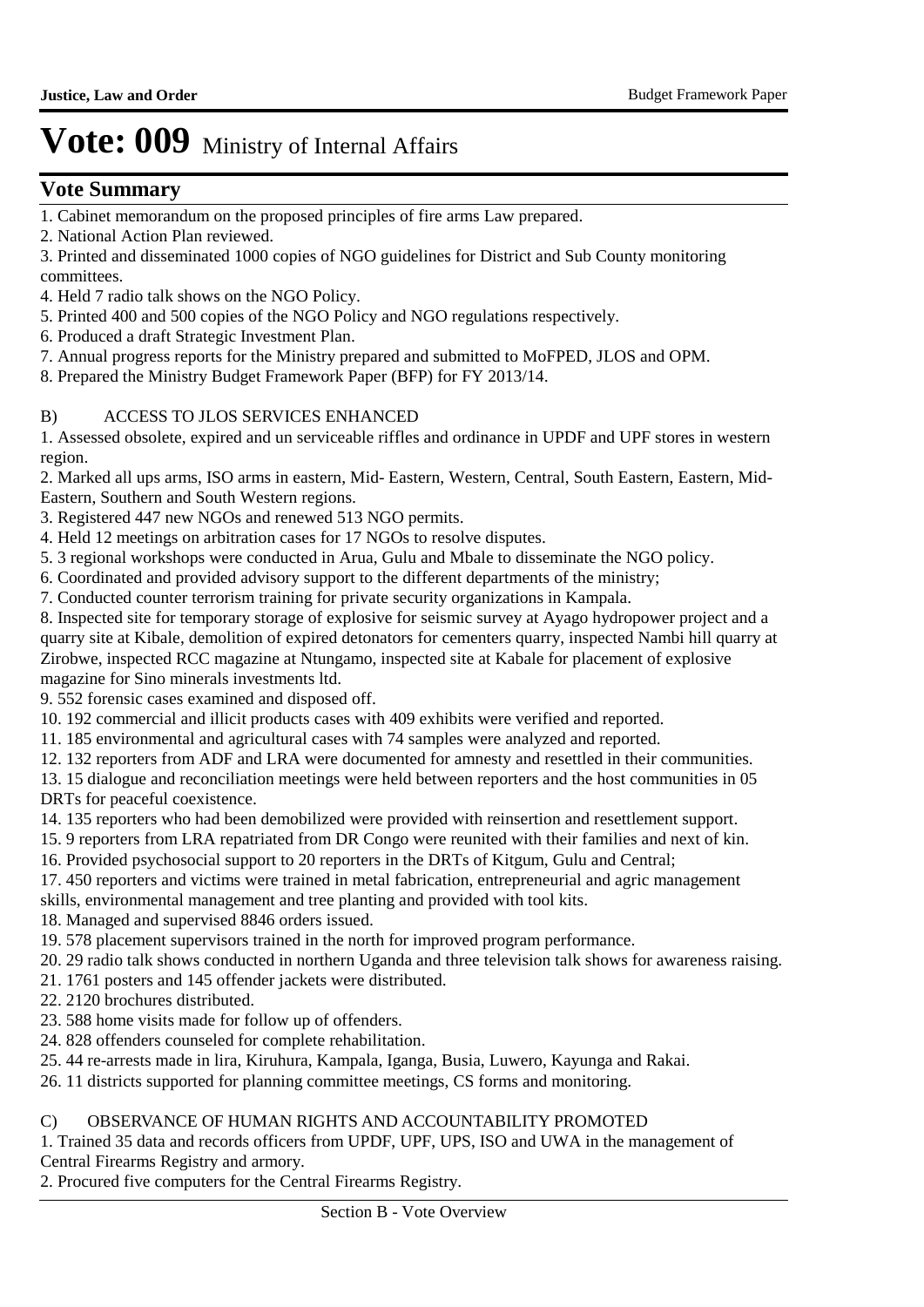# Vote: 009 Ministry of Internal Affairs

## Vote Summary

1. Cabinet memorandum on the proposed principles of fire arms Law prepared.
2. National Action Plan reviewed.
3. Printed and disseminated 1000 copies of NGO guidelines for District and Sub County monitoring committees.
4. Held 7 radio talk shows on the NGO Policy.
5. Printed 400 and 500 copies of the NGO Policy and NGO regulations respectively.
6. Produced a draft Strategic Investment Plan.
7. Annual progress reports for the Ministry prepared and submitted to MoFPED, JLOS and OPM.
8. Prepared the Ministry Budget Framework Paper (BFP) for FY 2013/14.

B) ACCESS TO JLOS SERVICES ENHANCED

1. Assessed obsolete, expired and un serviceable riffles and ordinance in UPDF and UPF stores in western region.
2. Marked all ups arms, ISO arms in eastern, Mid- Eastern, Western, Central, South Eastern, Eastern, Mid-Eastern, Southern and South Western regions.
3. Registered 447 new NGOs and renewed 513 NGO permits.
4. Held 12 meetings on arbitration cases for 17 NGOs to resolve disputes.
5. 3 regional workshops were conducted in Arua, Gulu and Mbale to disseminate the NGO policy.
6. Coordinated and provided advisory support to the different departments of the ministry;
7. Conducted counter terrorism training for private security organizations in Kampala.
8. Inspected site for temporary storage of explosive for seismic survey at Ayago hydropower project and a quarry site at Kibale, demolition of expired detonators for cementers quarry, inspected Nambi hill quarry at Zirobwe, inspected RCC magazine at Ntungamo, inspected site at Kabale for placement of explosive magazine for Sino minerals investments ltd.
9. 552 forensic cases examined and disposed off.
10. 192 commercial and illicit products cases with 409 exhibits were verified and reported.
11. 185 environmental and agricultural cases with 74 samples were analyzed and reported.
12. 132 reporters from ADF and LRA were documented for amnesty and resettled in their communities.
13. 15 dialogue and reconciliation meetings were held between reporters and the host communities in 05 DRTs for peaceful coexistence.
14. 135 reporters who had been demobilized were provided with reinsertion and resettlement support.
15. 9 reporters from LRA repatriated from DR Congo were reunited with their families and next of kin.
16. Provided psychosocial support to 20 reporters in the DRTs of Kitgum, Gulu and Central;
17. 450 reporters and victims were trained in metal fabrication, entrepreneurial and agric management skills, environmental management and tree planting and provided with tool kits.
18. Managed and supervised 8846 orders issued.
19. 578 placement supervisors trained in the north for improved program performance.
20. 29 radio talk shows conducted in northern Uganda and three television talk shows for awareness raising.
21. 1761 posters and 145 offender jackets were distributed.
22. 2120 brochures distributed.
23. 588 home visits made for follow up of offenders.
24. 828 offenders counseled for complete rehabilitation.
25. 44 re-arrests made in lira, Kiruhura, Kampala, Iganga, Busia, Luwero, Kayunga and Rakai.
26. 11 districts supported for planning committee meetings, CS forms and monitoring.

C) OBSERVANCE OF HUMAN RIGHTS AND ACCOUNTABILITY PROMOTED

1. Trained 35 data and records officers from UPDF, UPF, UPS, ISO and UWA in the management of Central Firearms Registry and armory.
2. Procured five computers for the Central Firearms Registry.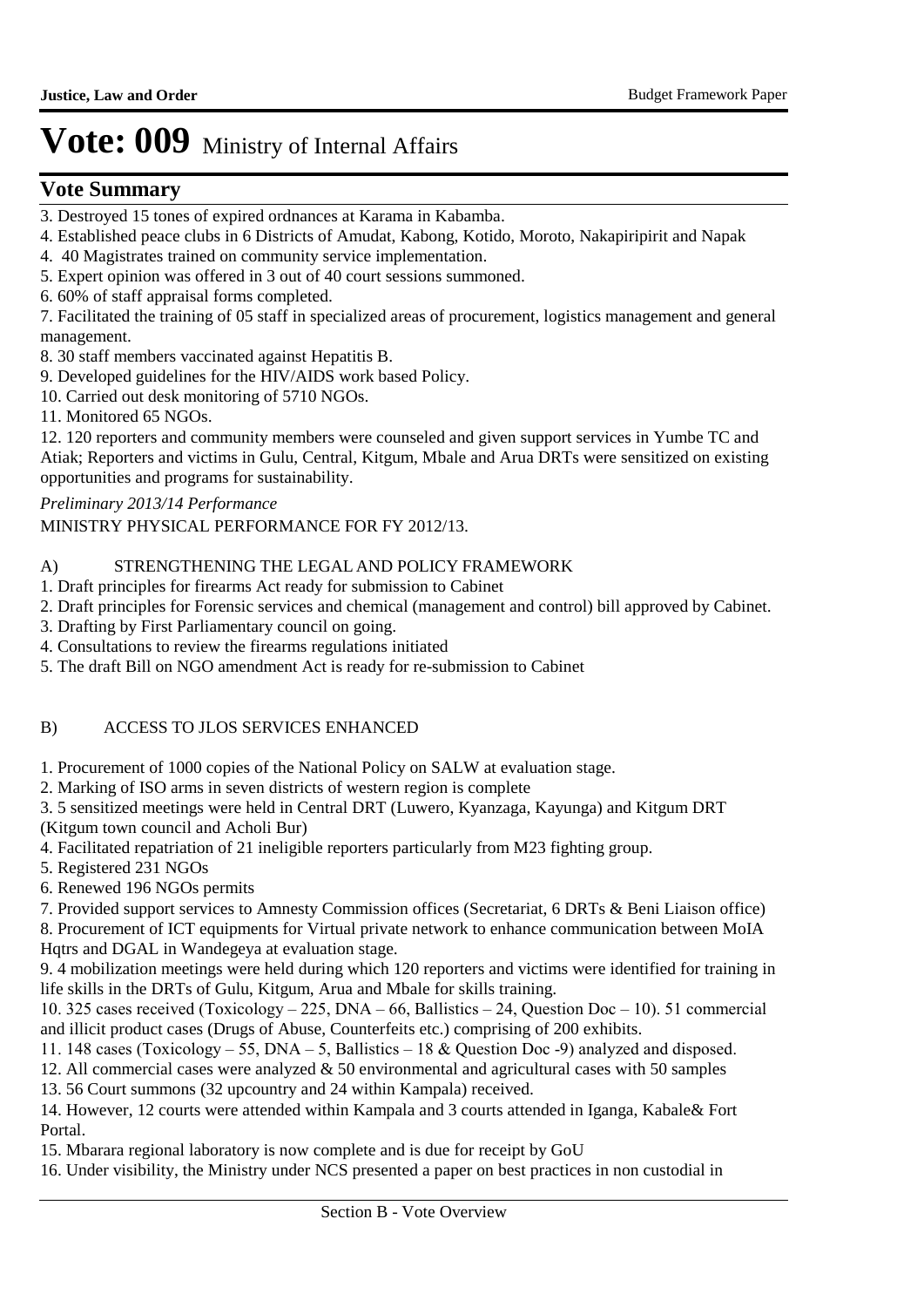# Vote: 009 Ministry of Internal Affairs

## Vote Summary

3. Destroyed 15 tones of expired ordnances at Karama in Kabamba.
4. Established peace clubs in 6 Districts of Amudat, Kabong, Kotido, Moroto, Nakapiripirit and Napak
4. 40 Magistrates trained on community service implementation.
5. Expert opinion was offered in 3 out of 40 court sessions summoned.
6. 60% of staff appraisal forms completed.
7. Facilitated the training of 05 staff in specialized areas of procurement, logistics management and general management.
8. 30 staff members vaccinated against Hepatitis B.
9. Developed guidelines for the HIV/AIDS work based Policy.
10. Carried out desk monitoring of 5710 NGOs.
11. Monitored 65 NGOs.
12. 120 reporters and community members were counseled and given support services in Yumbe TC and Atiak; Reporters and victims in Gulu, Central, Kitgum, Mbale and Arua DRTs were sensitized on existing opportunities and programs for sustainability.

*Preliminary 2013/14 Performance*

MINISTRY PHYSICAL PERFORMANCE FOR FY 2012/13.

A) STRENGTHENING THE LEGAL AND POLICY FRAMEWORK

1. Draft principles for firearms Act ready for submission to Cabinet
2. Draft principles for Forensic services and chemical (management and control) bill approved by Cabinet.
3. Drafting by First Parliamentary council on going.
4. Consultations to review the firearms regulations initiated
5. The draft Bill on NGO amendment Act is ready for re-submission to Cabinet

B) ACCESS TO JLOS SERVICES ENHANCED

1. Procurement of 1000 copies of the National Policy on SALW at evaluation stage.
2. Marking of ISO arms in seven districts of western region is complete
3. 5 sensitized meetings were held in Central DRT (Luwero, Kyanzaga, Kayunga) and Kitgum DRT (Kitgum town council and Acholi Bur)
4. Facilitated repatriation of 21 ineligible reporters particularly from M23 fighting group.
5. Registered 231 NGOs
6. Renewed 196 NGOs permits
7. Provided support services to Amnesty Commission offices (Secretariat, 6 DRTs & Beni Liaison office)
8. Procurement of ICT equipments for Virtual private network to enhance communication between MoIA Hqtrs and DGAL in Wandegeya at evaluation stage.
9. 4 mobilization meetings were held during which 120 reporters and victims were identified for training in life skills in the DRTs of Gulu, Kitgum, Arua and Mbale for skills training.
10. 325 cases received (Toxicology – 225, DNA – 66, Ballistics – 24, Question Doc – 10). 51 commercial and illicit product cases (Drugs of Abuse, Counterfeits etc.) comprising of 200 exhibits.
11. 148 cases (Toxicology – 55, DNA – 5, Ballistics – 18 & Question Doc -9) analyzed and disposed.
12. All commercial cases were analyzed & 50 environmental and agricultural cases with 50 samples
13. 56 Court summons (32 upcountry and 24 within Kampala) received.
14. However, 12 courts were attended within Kampala and 3 courts attended in Iganga, Kabale& Fort Portal.
15. Mbarara regional laboratory is now complete and is due for receipt by GoU
16. Under visibility, the Ministry under NCS presented a paper on best practices in non custodial in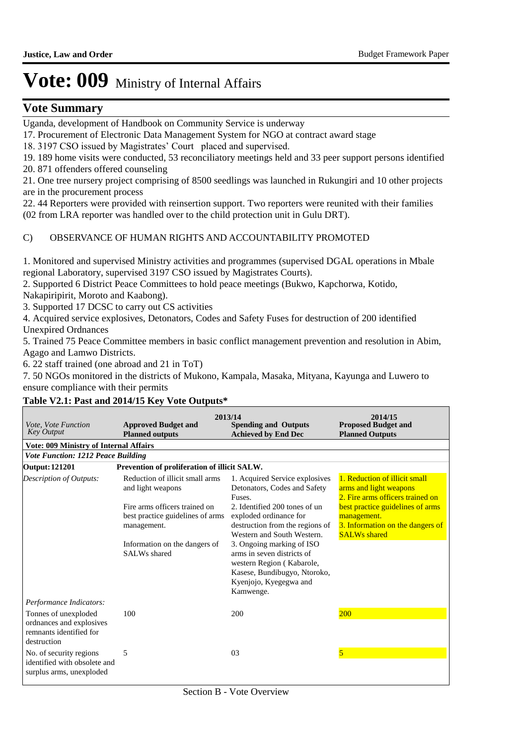# Vote: 009 Ministry of Internal Affairs

## Vote Summary

Uganda, development of Handbook on Community Service is underway

17. Procurement of Electronic Data Management System for NGO at contract award stage
18. 3197 CSO issued by Magistrates' Court placed and supervised.
19. 189 home visits were conducted, 53 reconciliatory meetings held and 33 peer support persons identified
20. 871 offenders offered counseling
21. One tree nursery project comprising of 8500 seedlings was launched in Rukungiri and 10 other projects are in the procurement process
22. 44 Reporters were provided with reinsertion support. Two reporters were reunited with their families (02 from LRA reporter was handled over to the child protection unit in Gulu DRT).

C) OBSERVANCE OF HUMAN RIGHTS AND ACCOUNTABILITY PROMOTED

1. Monitored and supervised Ministry activities and programmes (supervised DGAL operations in Mbale regional Laboratory, supervised 3197 CSO issued by Magistrates Courts).
2. Supported 6 District Peace Committees to hold peace meetings (Bukwo, Kapchorwa, Kotido, Nakapiripirit, Moroto and Kaabong).
3. Supported 17 DCSC to carry out CS activities
4. Acquired service explosives, Detonators, Codes and Safety Fuses for destruction of 200 identified Unexpired Ordnances
5. Trained 75 Peace Committee members in basic conflict management prevention and resolution in Abim, Agago and Lamwo Districts.
6. 22 staff trained (one abroad and 21 in ToT)
7. 50 NGOs monitored in the districts of Mukono, Kampala, Masaka, Mityana, Kayunga and Luwero to ensure compliance with their permits

**Table V2.1: Past and 2014/15 Key Vote Outputs***

| *Vote, Vote Function Key Output* | 2013/14 **Approved Budget and Planned outputs** | 2013/14 **Spending and Outputs Achieved by End Dec** | 2014/15 **Proposed Budget and Planned Outputs** |
|---|---|---|---|
| **Vote: 009 Ministry of Internal Affairs** | | | |
| ***Vote Function: 1212 Peace Building*** | | | |
| **Output: 121201** | **Prevention of proliferation of illicit SALW.** | | |
| *Description of Outputs:* | Reduction of illicit small arms and light weapons<br><br>Fire arms officers trained on best practice guidelines of arms management.<br><br>Information on the dangers of SALWs shared | 1. Acquired Service explosives Detonators, Codes and Safety Fuses.<br>2. Identified 200 tones of un exploded ordinance for destruction from the regions of Western and South Western.<br>3. Ongoing marking of ISO arms in seven districts of western Region ( Kabarole, Kasese, Bundibugyo, Ntoroko, Kyenjojo, Kyegegwa and Kamwenge. | 1. Reduction of illicit small arms and light weapons<br>2. Fire arms officers trained on best practice guidelines of arms management.<br>3. Information on the dangers of SALWs shared |
| *Performance Indicators:* | | | |
| Tonnes of unexploded ordnances and explosives remnants identified for destruction | 100 | 200 | 200 |
| No. of security regions identified with obsolete and surplus arms, unexploded | 5 | 03 | 5 |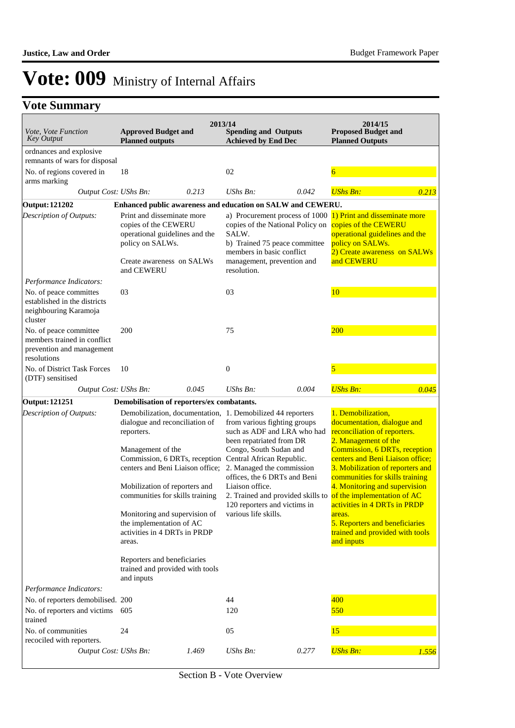# Vote: 009 Ministry of Internal Affairs

## Vote Summary

| *Vote, Vote Function Key Output* | 2013/14 Approved Budget and Planned outputs | | 2013/14 Spending and Outputs Achieved by End Dec | | 2014/15 Proposed Budget and Planned Outputs | |
|---|---|---|---|---|---|---|
| ordnances and explosive remnants of wars for disposal | | | | | | |
| No. of regions covered in arms marking | 18 | | 02 | | 6 | |
| *Output Cost:* | *UShs Bn:* | *0.213* | *UShs Bn:* | *0.042* | *UShs Bn:* | *0.213* |
| **Output: 121202** | **Enhanced public awareness and education on SALW and CEWERU.** | | | | | |
| *Description of Outputs:* | Print and disseminate more copies of the CEWERU operational guidelines and the policy on SALWs.<br><br>Create awareness on SALWs and CEWERU | | a) Procurement process of 1000 copies of the National Policy on SALW.<br>b) Trained 75 peace committee members in basic conflict management, prevention and resolution. | | 1) Print and disseminate more copies of the CEWERU operational guidelines and the policy on SALWs.<br>2) Create awareness on SALWs and CEWERU | |
| *Performance Indicators:* | | | | | | |
| No. of peace committes established in the districts neighbouring Karamoja cluster | 03 | | 03 | | 10 | |
| No. of peace committee members trained in conflict prevention and management resolutions | 200 | | 75 | | 200 | |
| No. of District Task Forces (DTF) sensitised | 10 | | 0 | | 5 | |
| *Output Cost:* | *UShs Bn:* | *0.045* | *UShs Bn:* | *0.004* | *UShs Bn:* | *0.045* |
| **Output: 121251** | **Demobilisation of reporters/ex combatants.** | | | | | |
| *Description of Outputs:* | Demobilization, documentation, dialogue and reconciliation of reporters.<br><br>Management of the Commission, 6 DRTs, reception centers and Beni Liaison office;<br><br>Mobilization of reporters and communities for skills training<br><br>Monitoring and supervision of the implementation of AC activities in 4 DRTs in PRDP areas.<br><br>Reporters and beneficiaries trained and provided with tools and inputs | | 1. Demobilized 44 reporters from various fighting groups such as ADF and LRA who had been repatriated from DR Congo, South Sudan and Central African Republic.<br>2. Managed the commission offices, the 6 DRTs and Beni Liaison office.<br>2. Trained and provided skills to 120 reporters and victims in various life skills. | | 1. Demobilization, documentation, dialogue and reconciliation of reporters.<br>2. Management of the Commission, 6 DRTs, reception centers and Beni Liaison office;<br>3. Mobilization of reporters and communities for skills training<br>4. Monitoring and supervision of the implementation of AC activities in 4 DRTs in PRDP areas.<br>5. Reporters and beneficiaries trained and provided with tools and inputs | |
| *Performance Indicators:* | | | | | | |
| No. of reporters demobilised. | 200 | | 44 | | 400 | |
| No. of reporters and victims trained | 605 | | 120 | | 550 | |
| No. of communities recociled with reporters. | 24 | | 05 | | 15 | |
| *Output Cost:* | *UShs Bn:* | *1.469* | *UShs Bn:* | *0.277* | *UShs Bn:* | *1.556* |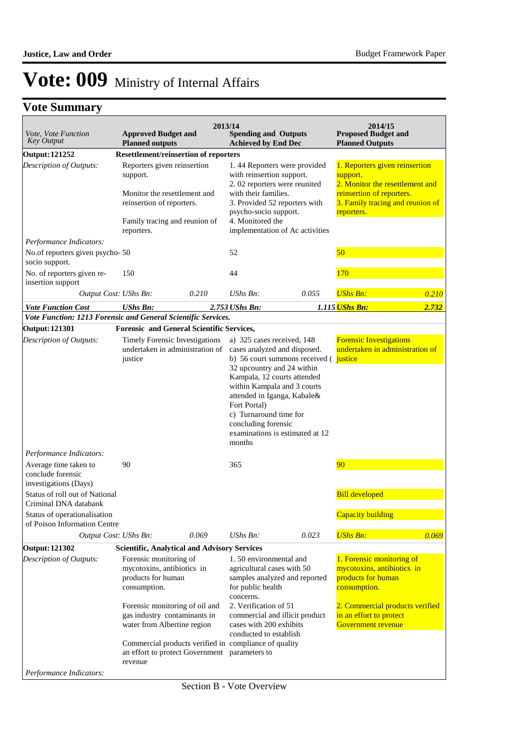# Vote: 009 Ministry of Internal Affairs

## Vote Summary

| Vote, Vote Function Key Output | 2013/14 Approved Budget and Planned outputs | | 2013/14 Spending and Outputs Achieved by End Dec | | 2014/15 Proposed Budget and Planned Outputs | |
|---|---|---|---|---|---|---|
| **Output: 121252** | **Resettlement/reinsertion of reporters** | | | | | |
| *Description of Outputs:* | Reporters given reinsertion support.<br><br>Monitor the resettlement and reinsertion of reporters.<br><br>Family tracing and reunion of reporters. | | 1. 44 Reporters were provided with reinsertion support.<br>2. 02 reporters were reunited with their families.<br>3. Provided 52 reporters with psycho-socio support.<br>4. Monitored the implementation of Ac activities | | 1. Reporters given reinsertion support.<br>2. Monitor the resettlement and reinsertion of reporters.<br>3. Family tracing and reunion of reporters. | |
| *Performance Indicators:* | | | | | | |
| No.of reporters given psycho-socio support. | 50 | | 52 | | 50 | |
| No. of reporters given re-insertion support | 150 | | 44 | | 170 | |
| *Output Cost:* | *UShs Bn:* | *0.210* | *UShs Bn:* | *0.055* | *UShs Bn:* | *0.210* |
| ***Vote Function Cost*** | ***UShs Bn:*** | ***2.753*** | ***UShs Bn:*** | ***1.115*** | ***UShs Bn:*** | ***2.732*** |
| ***Vote Function: 1213 Forensic and General Scientific Services.*** | | | | | | |
| **Output: 121301** | **Forensic and General Scientific Services,** | | | | | |
| *Description of Outputs:* | Timely Forensic Investigations undertaken in administration of justice | | a) 325 cases received, 148 cases analyzed and disposed.<br>b) 56 court summons received ( 32 upcountry and 24 within Kampala, 12 courts attended within Kampala and 3 courts attended in Iganga, Kabale& Fort Portal)<br>c) Turnaround time for concluding forensic examinations is estimated at 12 months | | Forensic Investigations undertaken in administration of justice | |
| *Performance Indicators:* | | | | | | |
| Average time taken to conclude forensic investigations (Days) | 90 | | 365 | | 90 | |
| Status of roll out of National Criminal DNA databank | | | | | Bill developed | |
| Status of operationalisation of Poison Information Centre | | | | | Capacity building | |
| *Output Cost:* | *UShs Bn:* | *0.069* | *UShs Bn:* | *0.023* | *UShs Bn:* | *0.069* |
| **Output: 121302** | **Scientific, Analytical and Advisory Services** | | | | | |
| *Description of Outputs:* | Forensic monitoring of mycotoxins, antibiotics in products for human consumption.<br><br>Forensic monitoring of oil and gas industry contaminants in water from Albertine region<br><br>Commercial products verified in an effort to protect Government revenue | | 1. 50 environmental and agricultural cases with 50 samples analyzed and reported for public health concerns.<br>2. Verification of 51 commercial and illicit product cases with 200 exhibits conducted to establish compliance of quality parameters to | | 1. Forensic monitoring of mycotoxins, antibiotics in products for human consumption.<br><br>2. Commercial products verified in an effort to protect Government revenue | |
| *Performance Indicators:* | | | | | | |

Section B - Vote Overview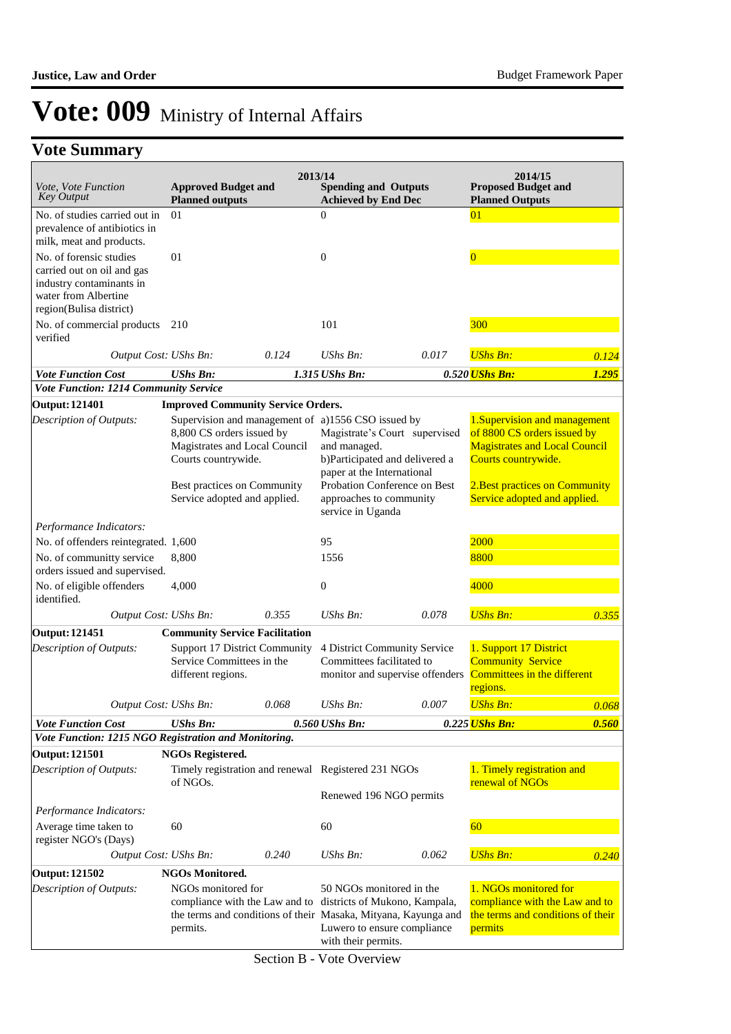# Vote: 009 Ministry of Internal Affairs

## Vote Summary

| *Vote, Vote Function Key Output* | 2013/14 **Approved Budget and Planned outputs** | | **Spending and Outputs Achieved by End Dec** | | 2014/15 **Proposed Budget and Planned Outputs** | |
|---|---|---|---|---|---|---|
| No. of studies carried out in prevalence of antibiotics in milk, meat and products. | 01 | | 0 | | 01 | |
| No. of forensic studies carried out on oil and gas industry contaminants in water from Albertine region(Bulisa district) | 01 | | 0 | | 0 | |
| No. of commercial products verified | 210 | | 101 | | 300 | |
| *Output Cost:* | *UShs Bn:* | *0.124* | *UShs Bn:* | *0.017* | *UShs Bn:* | *0.124* |
| ***Vote Function Cost*** | ***UShs Bn:*** | ***1.315*** | ***UShs Bn:*** | ***0.520*** | ***UShs Bn:*** | ***1.295*** |
| ***Vote Function: 1214 Community Service*** | | | | | | |
| **Output: 121401** | **Improved Community Service Orders.** | | | | | |
| *Description of Outputs:* | Supervision and management of 8,800 CS orders issued by Magistrates and Local Council Courts countrywide.<br><br>Best practices on Community Service adopted and applied. | | a)1556 CSO issued by Magistrate's Court supervised and managed.<br>b)Participated and delivered a paper at the International Probation Conference on Best approaches to community service in Uganda | | 1.Supervision and management of 8800 CS orders issued by Magistrates and Local Council Courts countrywide.<br><br>2.Best practices on Community Service adopted and applied. | |
| *Performance Indicators:* | | | | | | |
| No. of offenders reintegrated. | 1,600 | | 95 | | 2000 | |
| No. of community service orders issued and supervised. | 8,800 | | 1556 | | 8800 | |
| No. of eligible offenders identified. | 4,000 | | 0 | | 4000 | |
| *Output Cost:* | *UShs Bn:* | *0.355* | *UShs Bn:* | *0.078* | *UShs Bn:* | *0.355* |
| **Output: 121451** | **Community Service Facilitation** | | | | | |
| *Description of Outputs:* | Support 17 District Community Service Committees in the different regions. | | 4 District Community Service Committees facilitated to monitor and supervise offenders | | 1. Support 17 District Community Service Committees in the different regions. | |
| *Output Cost:* | *UShs Bn:* | *0.068* | *UShs Bn:* | *0.007* | *UShs Bn:* | *0.068* |
| ***Vote Function Cost*** | ***UShs Bn:*** | ***0.560*** | ***UShs Bn:*** | ***0.225*** | ***UShs Bn:*** | ***0.560*** |
| ***Vote Function: 1215 NGO Registration and Monitoring.*** | | | | | | |
| **Output: 121501** | **NGOs Registered.** | | | | | |
| *Description of Outputs:* | Timely registration and renewal of NGOs. | | Registered 231 NGOs<br><br>Renewed 196 NGO permits | | 1. Timely registration and renewal of NGOs | |
| *Performance Indicators:* | | | | | | |
| Average time taken to register NGO's (Days) | 60 | | 60 | | 60 | |
| *Output Cost:* | *UShs Bn:* | *0.240* | *UShs Bn:* | *0.062* | *UShs Bn:* | *0.240* |
| **Output: 121502** | **NGOs Monitored.** | | | | | |
| *Description of Outputs:* | NGOs monitored for compliance with the Law and to the terms and conditions of their permits. | | 50 NGOs monitored in the districts of Mukono, Kampala, Masaka, Mityana, Kayunga and Luwero to ensure compliance with their permits. | | 1. NGOs monitored for compliance with the Law and to the terms and conditions of their permits | |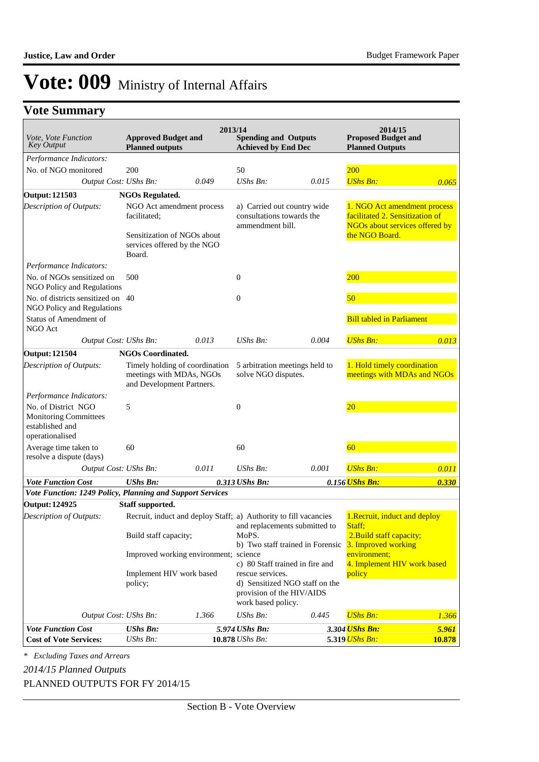# Vote: 009 Ministry of Internal Affairs

## Vote Summary

| Vote, Vote Function Key Output | 2013/14 Approved Budget and Planned outputs | | 2013/14 Spending and Outputs Achieved by End Dec | | 2014/15 Proposed Budget and Planned Outputs | |
|---|---|---|---|---|---|---|
| *Performance Indicators:* | | | | | | |
| No. of NGO monitored | 200 | | 50 | | 200 | |
| *Output Cost:* | *UShs Bn:* | *0.049* | *UShs Bn:* | *0.015* | *UShs Bn:* | *0.065* |
| **Output: 121503** | **NGOs Regulated.** | | | | | |
| *Description of Outputs:* | NGO Act amendment process facilitated; Sensitization of NGOs about services offered by the NGO Board. | | a) Carried out country wide consultations towards the ammendment bill. | | 1. NGO Act amendment process facilitated 2. Sensitization of NGOs about services offered by the NGO Board. | |
| *Performance Indicators:* | | | | | | |
| No. of NGOs sensitized on NGO Policy and Regulations | 500 | | 0 | | 200 | |
| No. of districts sensitized on NGO Policy and Regulations | 40 | | 0 | | 50 | |
| Status of Amendment of NGO Act | | | | | Bill tabled in Parliament | |
| *Output Cost:* | *UShs Bn:* | *0.013* | *UShs Bn:* | *0.004* | *UShs Bn:* | *0.013* |
| **Output: 121504** | **NGOs Coordinated.** | | | | | |
| *Description of Outputs:* | Timely holding of coordination meetings with MDAs, NGOs and Development Partners. | | 5 arbitration meetings held to solve NGO disputes. | | 1. Hold timely coordination meetings with MDAs and NGOs | |
| *Performance Indicators:* | | | | | | |
| No. of District NGO Monitoring Committees established and operationalised | 5 | | 0 | | 20 | |
| Average time taken to resolve a dispute (days) | 60 | | 60 | | 60 | |
| *Output Cost:* | *UShs Bn:* | *0.011* | *UShs Bn:* | *0.001* | *UShs Bn:* | *0.011* |
| ***Vote Function Cost*** | ***UShs Bn:*** | ***0.313*** | ***UShs Bn:*** | ***0.156*** | ***UShs Bn:*** | ***0.330*** |
| ***Vote Function: 1249 Policy, Planning and Support Services*** | | | | | | |
| **Output: 124925** | **Staff supported.** | | | | | |
| *Description of Outputs:* | Recruit, induct and deploy Staff; Build staff capacity; Improved working environment; Implement HIV work based policy; | | a) Authority to fill vacancies and replacements submitted to MoPS. b) Two staff trained in Forensic science c) 80 Staff trained in fire and rescue services. d) Sensitized NGO staff on the provision of the HIV/AIDS work based policy. | | 1.Recruit, induct and deploy Staff; 2.Build staff capacity; 3. Improved working environment; 4. Implement HIV work based policy | |
| *Output Cost:* | *UShs Bn:* | *1.366* | *UShs Bn:* | *0.445* | *UShs Bn:* | *1.366* |
| ***Vote Function Cost*** | ***UShs Bn:*** | ***5.974*** | ***UShs Bn:*** | ***3.304*** | ***UShs Bn:*** | ***5.961*** |
| **Cost of Vote Services:** | *UShs Bn:* | **10.878** | *UShs Bn:* | **5.319** | *UShs Bn:* | **10.878** |

*\* Excluding Taxes and Arrears*

*2014/15 Planned Outputs*

PLANNED OUTPUTS FOR FY 2014/15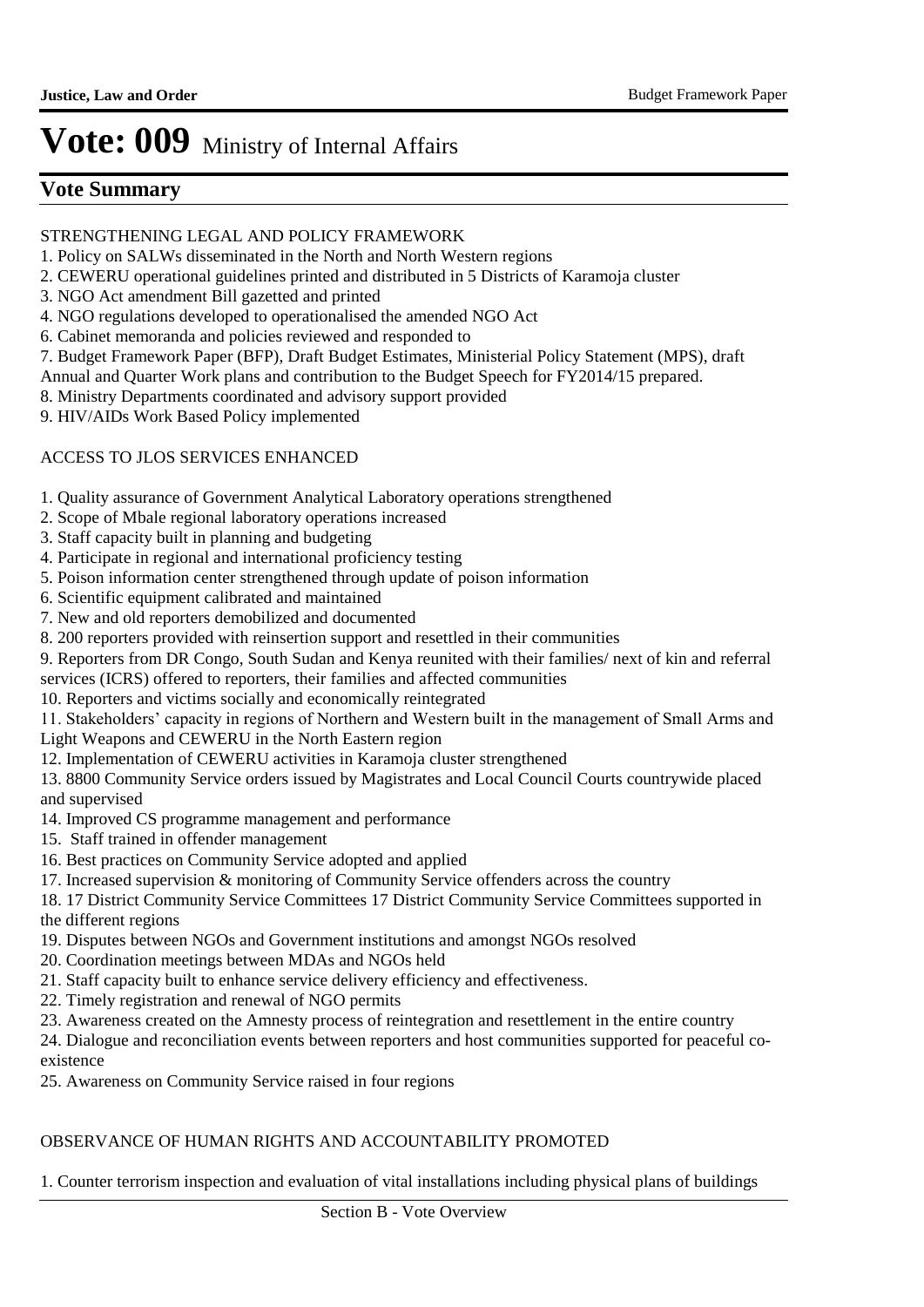# Vote: 009 Ministry of Internal Affairs

## Vote Summary

STRENGTHENING LEGAL AND POLICY FRAMEWORK

1. Policy on SALWs disseminated in the North and North Western regions
2. CEWERU operational guidelines printed and distributed in 5 Districts of Karamoja cluster
3. NGO Act amendment Bill gazetted and printed
4. NGO regulations developed to operationalised the amended NGO Act
6. Cabinet memoranda and policies reviewed and responded to
7. Budget Framework Paper (BFP), Draft Budget Estimates, Ministerial Policy Statement (MPS), draft Annual and Quarter Work plans and contribution to the Budget Speech for FY2014/15 prepared.
8. Ministry Departments coordinated and advisory support provided
9. HIV/AIDs Work Based Policy implemented

ACCESS TO JLOS SERVICES ENHANCED

1. Quality assurance of Government Analytical Laboratory operations strengthened
2. Scope of Mbale regional laboratory operations increased
3. Staff capacity built in planning and budgeting
4. Participate in regional and international proficiency testing
5. Poison information center strengthened through update of poison information
6. Scientific equipment calibrated and maintained
7. New and old reporters demobilized and documented
8. 200 reporters provided with reinsertion support and resettled in their communities
9. Reporters from DR Congo, South Sudan and Kenya reunited with their families/ next of kin and referral services (ICRS) offered to reporters, their families and affected communities
10. Reporters and victims socially and economically reintegrated
11. Stakeholders' capacity in regions of Northern and Western built in the management of Small Arms and Light Weapons and CEWERU in the North Eastern region
12. Implementation of CEWERU activities in Karamoja cluster strengthened
13. 8800 Community Service orders issued by Magistrates and Local Council Courts countrywide placed and supervised
14. Improved CS programme management and performance
15. Staff trained in offender management
16. Best practices on Community Service adopted and applied
17. Increased supervision & monitoring of Community Service offenders across the country
18. 17 District Community Service Committees 17 District Community Service Committees supported in the different regions
19. Disputes between NGOs and Government institutions and amongst NGOs resolved
20. Coordination meetings between MDAs and NGOs held
21. Staff capacity built to enhance service delivery efficiency and effectiveness.
22. Timely registration and renewal of NGO permits
23. Awareness created on the Amnesty process of reintegration and resettlement in the entire country
24. Dialogue and reconciliation events between reporters and host communities supported for peaceful co-existence
25. Awareness on Community Service raised in four regions

OBSERVANCE OF HUMAN RIGHTS AND ACCOUNTABILITY PROMOTED

1. Counter terrorism inspection and evaluation of vital installations including physical plans of buildings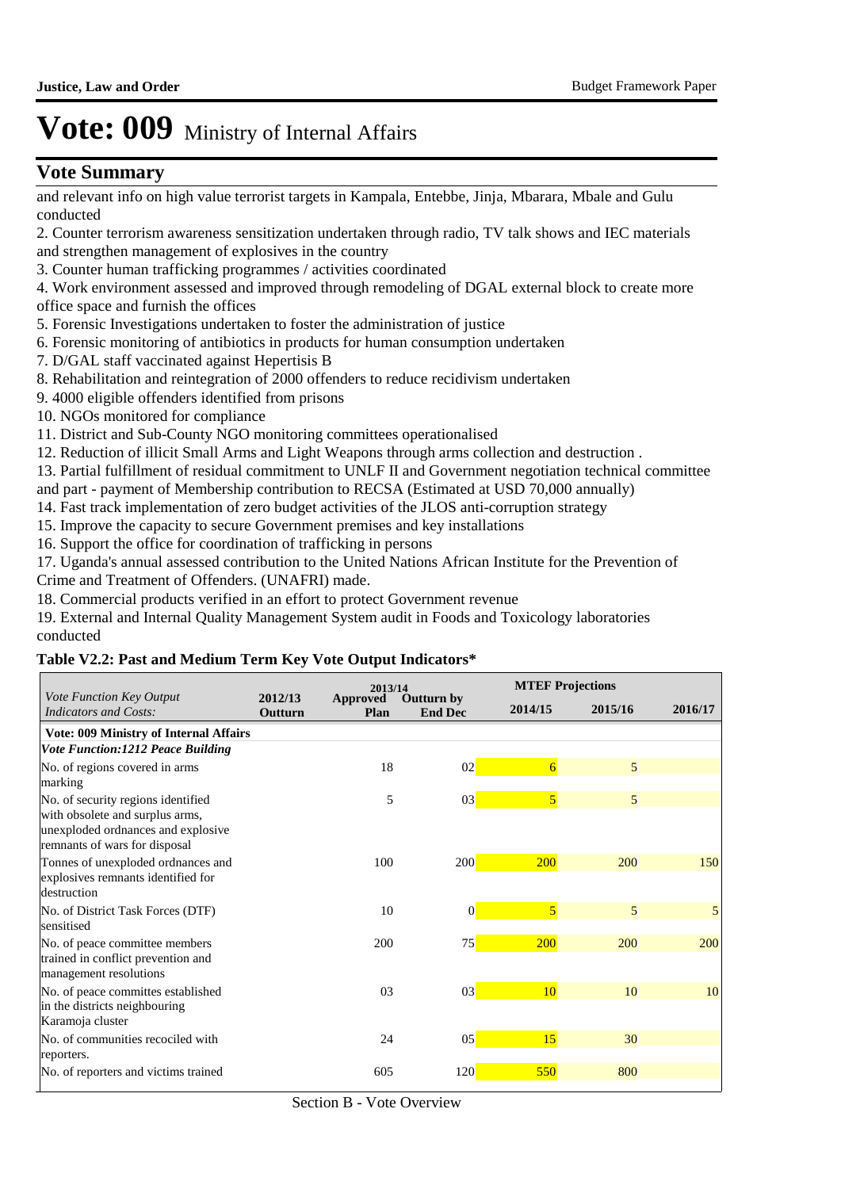# Vote: 009 Ministry of Internal Affairs

## Vote Summary

and relevant info on high value terrorist targets in Kampala, Entebbe, Jinja, Mbarara, Mbale and Gulu conducted

2. Counter terrorism awareness sensitization undertaken through radio, TV talk shows and IEC materials and strengthen management of explosives in the country
3. Counter human trafficking programmes / activities coordinated
4. Work environment assessed and improved through remodeling of DGAL external block to create more office space and furnish the offices
5. Forensic Investigations undertaken to foster the administration of justice
6. Forensic monitoring of antibiotics in products for human consumption undertaken
7. D/GAL staff vaccinated against Hepertisis B
8. Rehabilitation and reintegration of 2000 offenders to reduce recidivism undertaken
9. 4000 eligible offenders identified from prisons
10. NGOs monitored for compliance
11. District and Sub-County NGO monitoring committees operationalised
12. Reduction of illicit Small Arms and Light Weapons through arms collection and destruction .
13. Partial fulfillment of residual commitment to UNLF II and Government negotiation technical committee and part - payment of Membership contribution to RECSA (Estimated at USD 70,000 annually)
14. Fast track implementation of zero budget activities of the JLOS anti-corruption strategy
15. Improve the capacity to secure Government premises and key installations
16. Support the office for coordination of trafficking in persons
17. Uganda's annual assessed contribution to the United Nations African Institute for the Prevention of Crime and Treatment of Offenders. (UNAFRI) made.
18. Commercial products verified in an effort to protect Government revenue
19. External and Internal Quality Management System audit in Foods and Toxicology laboratories conducted

**Table V2.2: Past and Medium Term Key Vote Output Indicators***

| *Vote Function Key Output Indicators and Costs:* | 2012/13 Outturn | 2013/14 Approved Plan | 2013/14 Outturn by End Dec | MTEF Projections 2014/15 | 2015/16 | 2016/17 |
|---|---|---|---|---|---|---|
| **Vote: 009 Ministry of Internal Affairs** | | | | | | |
| ***Vote Function:1212 Peace Building*** | | | | | | |
| No. of regions covered in arms marking | | 18 | 02 | 6 | 5 | |
| No. of security regions identified with obsolete and surplus arms, unexploded ordnances and explosive remnants of wars for disposal | | 5 | 03 | 5 | 5 | |
| Tonnes of unexploded ordnances and explosives remnants identified for destruction | | 100 | 200 | 200 | 200 | 150 |
| No. of District Task Forces (DTF) sensitised | | 10 | 0 | 5 | 5 | 5 |
| No. of peace committee members trained in conflict prevention and management resolutions | | 200 | 75 | 200 | 200 | 200 |
| No. of peace committes established in the districts neighbouring Karamoja cluster | | 03 | 03 | 10 | 10 | 10 |
| No. of communities recociled with reporters. | | 24 | 05 | 15 | 30 | |
| No. of reporters and victims trained | | 605 | 120 | 550 | 800 | |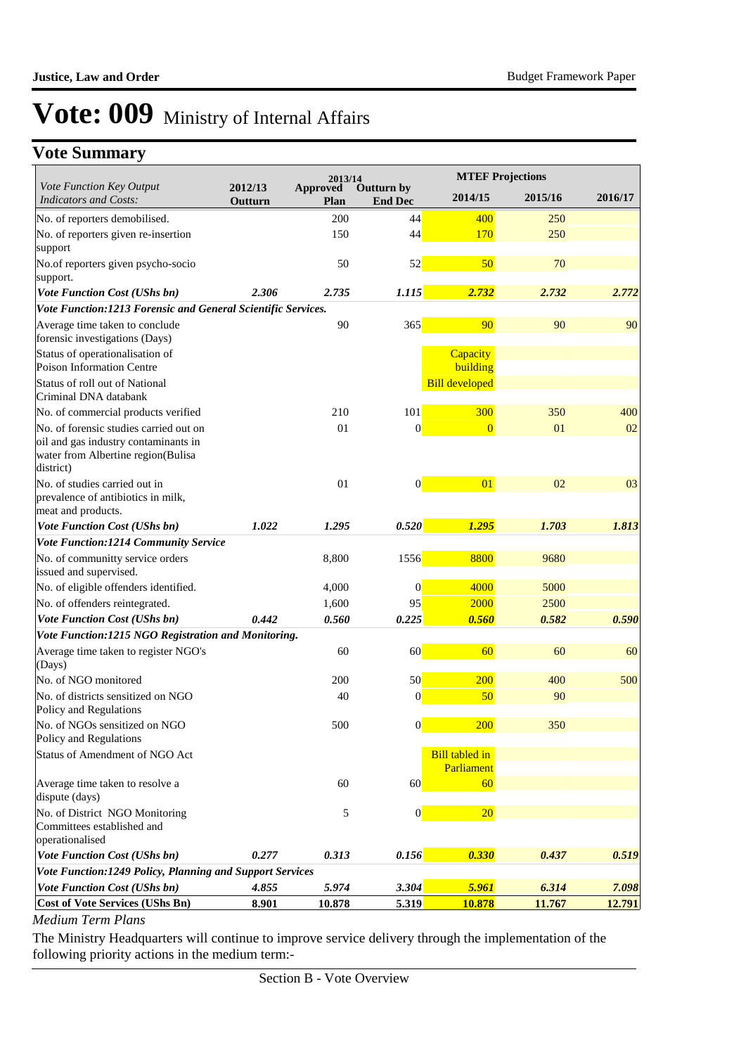# Vote: 009 Ministry of Internal Affairs

## Vote Summary

| *Vote Function Key Output Indicators and Costs:* | 2012/13 Outturn | 2013/14 Approved Plan | 2013/14 Outturn by End Dec | MTEF Projections 2014/15 | 2015/16 | 2016/17 |
|---|---|---|---|---|---|---|
| No. of reporters demobilised. | | 200 | 44 | 400 | 250 | |
| No. of reporters given re-insertion support | | 150 | 44 | 170 | 250 | |
| No.of reporters given psycho-socio support. | | 50 | 52 | 50 | 70 | |
| ***Vote Function Cost (UShs bn)*** | ***2.306*** | ***2.735*** | ***1.115*** | ***2.732*** | ***2.732*** | ***2.772*** |
| ***Vote Function:1213 Forensic and General Scientific Services.*** | | | | | | |
| Average time taken to conclude forensic investigations (Days) | | 90 | 365 | 90 | 90 | 90 |
| Status of operationalisation of Poison Information Centre | | | | Capacity building | | |
| Status of roll out of National Criminal DNA databank | | | | Bill developed | | |
| No. of commercial products verified | | 210 | 101 | 300 | 350 | 400 |
| No. of forensic studies carried out on oil and gas industry contaminants in water from Albertine region(Bulisa district) | | 01 | 0 | 0 | 01 | 02 |
| No. of studies carried out in prevalence of antibiotics in milk, meat and products. | | 01 | 0 | 01 | 02 | 03 |
| ***Vote Function Cost (UShs bn)*** | ***1.022*** | ***1.295*** | ***0.520*** | ***1.295*** | ***1.703*** | ***1.813*** |
| ***Vote Function:1214 Community Service*** | | | | | | |
| No. of communitty service orders issued and supervised. | | 8,800 | 1556 | 8800 | 9680 | |
| No. of eligible offenders identified. | | 4,000 | 0 | 4000 | 5000 | |
| No. of offenders reintegrated. | | 1,600 | 95 | 2000 | 2500 | |
| ***Vote Function Cost (UShs bn)*** | ***0.442*** | ***0.560*** | ***0.225*** | ***0.560*** | ***0.582*** | ***0.590*** |
| ***Vote Function:1215 NGO Registration and Monitoring.*** | | | | | | |
| Average time taken to register NGO's (Days) | | 60 | 60 | 60 | 60 | 60 |
| No. of NGO monitored | | 200 | 50 | 200 | 400 | 500 |
| No. of districts sensitized on NGO Policy and Regulations | | 40 | 0 | 50 | 90 | |
| No. of NGOs sensitized on NGO Policy and Regulations | | 500 | 0 | 200 | 350 | |
| Status of Amendment of NGO Act | | | | Bill tabled in Parliament | | |
| Average time taken to resolve a dispute (days) | | 60 | 60 | 60 | | |
| No. of District NGO Monitoring Committees established and operationalised | | 5 | 0 | 20 | | |
| ***Vote Function Cost (UShs bn)*** | ***0.277*** | ***0.313*** | ***0.156*** | ***0.330*** | ***0.437*** | ***0.519*** |
| ***Vote Function:1249 Policy, Planning and Support Services*** | | | | | | |
| ***Vote Function Cost (UShs bn)*** | ***4.855*** | ***5.974*** | ***3.304*** | ***5.961*** | ***6.314*** | ***7.098*** |
| **Cost of Vote Services (UShs Bn)** | **8.901** | **10.878** | **5.319** | **10.878** | **11.767** | **12.791** |

*Medium Term Plans*

The Ministry Headquarters will continue to improve service delivery through the implementation of the following priority actions in the medium term:-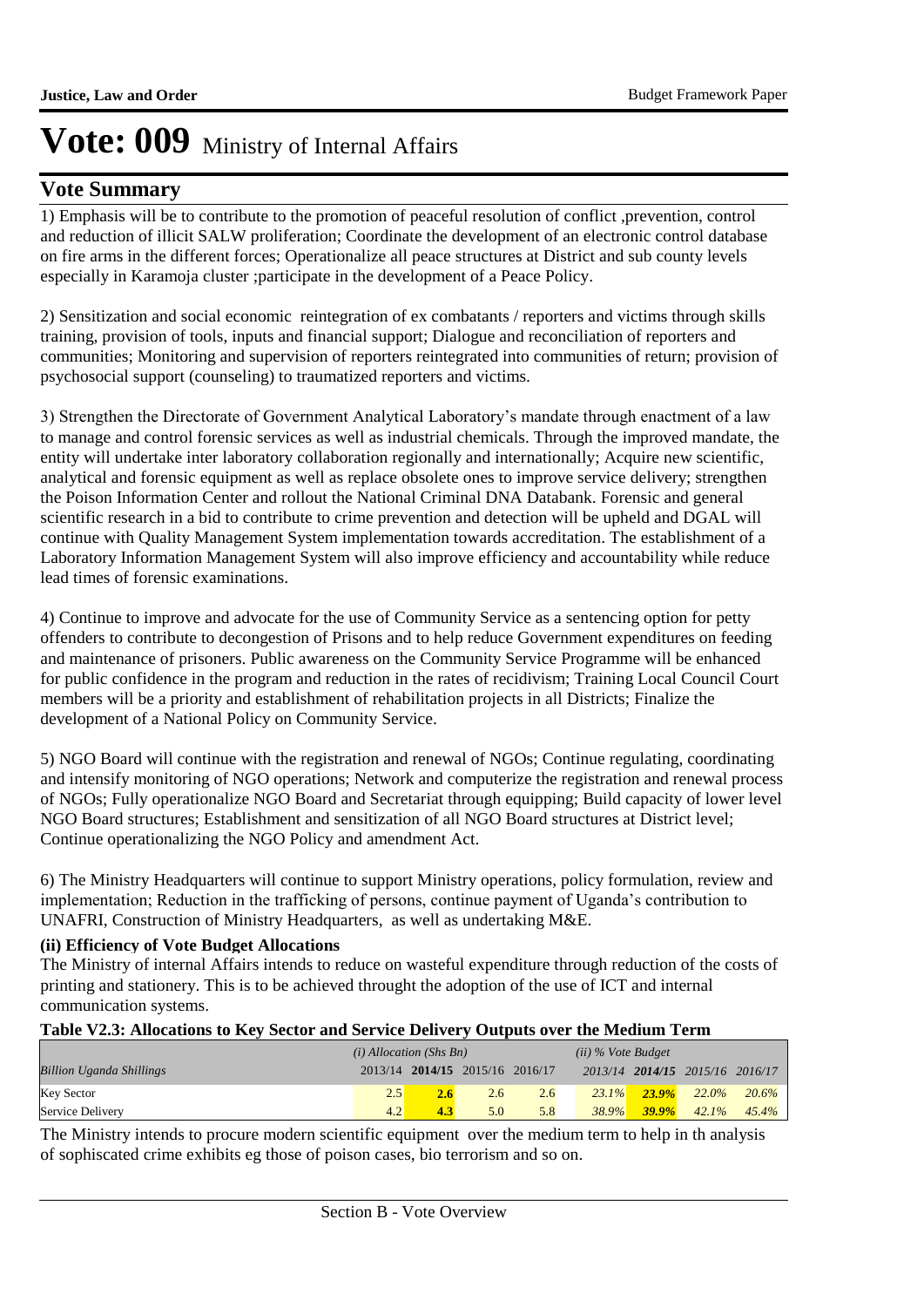# Vote: 009 Ministry of Internal Affairs

## Vote Summary

1) Emphasis will be to contribute to the promotion of peaceful resolution of conflict ,prevention, control and reduction of illicit SALW proliferation; Coordinate the development of an electronic control database on fire arms in the different forces; Operationalize all peace structures at District and sub county levels especially in Karamoja cluster ;participate in the development of a Peace Policy.

2) Sensitization and social economic reintegration of ex combatants / reporters and victims through skills training, provision of tools, inputs and financial support; Dialogue and reconciliation of reporters and communities; Monitoring and supervision of reporters reintegrated into communities of return; provision of psychosocial support (counseling) to traumatized reporters and victims.

3) Strengthen the Directorate of Government Analytical Laboratory's mandate through enactment of a law to manage and control forensic services as well as industrial chemicals. Through the improved mandate, the entity will undertake inter laboratory collaboration regionally and internationally; Acquire new scientific, analytical and forensic equipment as well as replace obsolete ones to improve service delivery; strengthen the Poison Information Center and rollout the National Criminal DNA Databank. Forensic and general scientific research in a bid to contribute to crime prevention and detection will be upheld and DGAL will continue with Quality Management System implementation towards accreditation. The establishment of a Laboratory Information Management System will also improve efficiency and accountability while reduce lead times of forensic examinations.

4) Continue to improve and advocate for the use of Community Service as a sentencing option for petty offenders to contribute to decongestion of Prisons and to help reduce Government expenditures on feeding and maintenance of prisoners. Public awareness on the Community Service Programme will be enhanced for public confidence in the program and reduction in the rates of recidivism; Training Local Council Court members will be a priority and establishment of rehabilitation projects in all Districts; Finalize the development of a National Policy on Community Service.

5) NGO Board will continue with the registration and renewal of NGOs; Continue regulating, coordinating and intensify monitoring of NGO operations; Network and computerize the registration and renewal process of NGOs; Fully operationalize NGO Board and Secretariat through equipping; Build capacity of lower level NGO Board structures; Establishment and sensitization of all NGO Board structures at District level; Continue operationalizing the NGO Policy and amendment Act.

6) The Ministry Headquarters will continue to support Ministry operations, policy formulation, review and implementation; Reduction in the trafficking of persons, continue payment of Uganda's contribution to UNAFRI, Construction of Ministry Headquarters, as well as undertaking M&E.

**(ii) Efficiency of Vote Budget Allocations**

The Ministry of internal Affairs intends to reduce on wasteful expenditure through reduction of the costs of printing and stationery. This is to be achieved throught the adoption of the use of ICT and internal communication systems.

**Table V2.3: Allocations to Key Sector and Service Delivery Outputs over the Medium Term**

| | *(i) Allocation (Shs Bn)* | | | | *(ii) % Vote Budget* | | | |
|---|---|---|---|---|---|---|---|---|
| *Billion Uganda Shillings* | 2013/14 | **2014/15** | 2015/16 | 2016/17 | 2013/14 | **2014/15** | 2015/16 | 2016/17 |
| Key Sector | 2.5 | **2.6** | 2.6 | 2.6 | *23.1%* | ***23.9%*** | *22.0%* | *20.6%* |
| Service Delivery | 4.2 | **4.3** | 5.0 | 5.8 | *38.9%* | ***39.9%*** | *42.1%* | *45.4%* |

The Ministry intends to procure modern scientific equipment over the medium term to help in th analysis of sophiscated crime exhibits eg those of poison cases, bio terrorism and so on.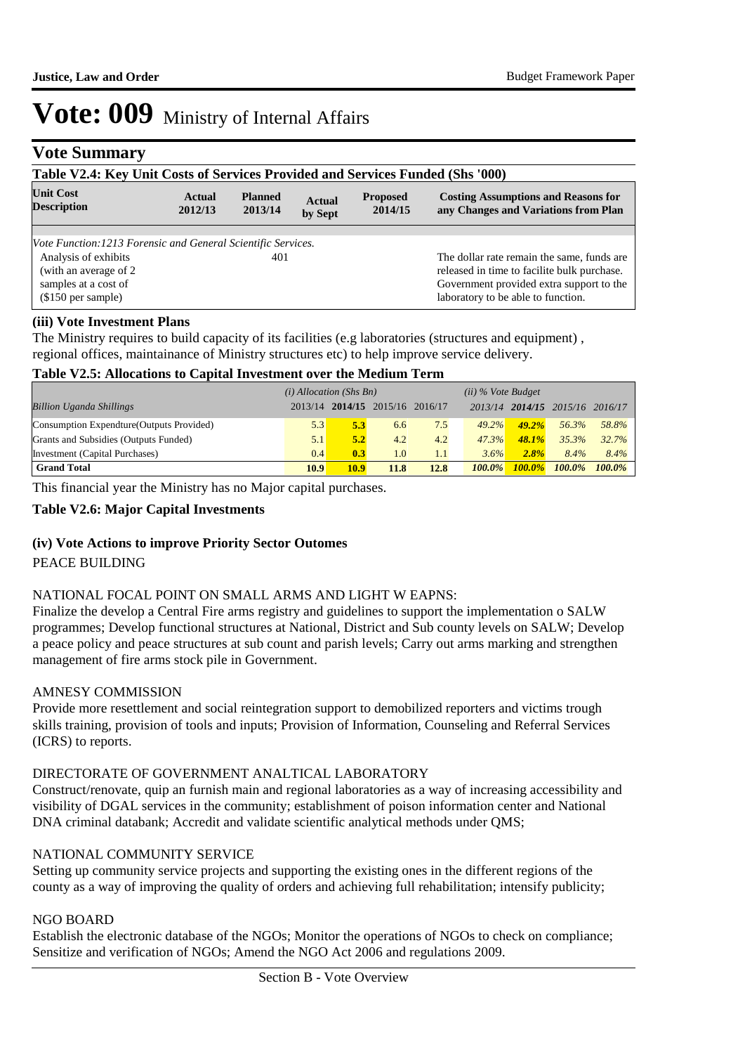# Vote: 009 Ministry of Internal Affairs

## Vote Summary

**Table V2.4: Key Unit Costs of Services Provided and Services Funded (Shs '000)**

| Unit Cost Description | Actual 2012/13 | Planned 2013/14 | Actual by Sept | Proposed 2014/15 | Costing Assumptions and Reasons for any Changes and Variations from Plan |
|---|---|---|---|---|---|
| *Vote Function:1213 Forensic and General Scientific Services.* | | | | | |
| Analysis of exhibits (with an average of 2 samples at a cost of ($150 per sample) | | 401 | | | The dollar rate remain the same, funds are released in time to facilite bulk purchase. Government provided extra support to the laboratory to be able to function. |

### (iii) Vote Investment Plans

The Ministry requires to build capacity of its facilities (e.g laboratories (structures and equipment) , regional offices, maintainance of Ministry structures etc) to help improve service delivery.

**Table V2.5: Allocations to Capital Investment over the Medium Term**

| | *(i) Allocation (Shs Bn)* | | | | *(ii) % Vote Budget* | | | |
|---|---|---|---|---|---|---|---|---|
| *Billion Uganda Shillings* | 2013/14 | **2014/15** | 2015/16 | 2016/17 | *2013/14* | ***2014/15*** | *2015/16* | *2016/17* |
| Consumption Expendture(Outputs Provided) | 5.3 | **5.3** | 6.6 | 7.5 | *49.2%* | ***49.2%*** | *56.3%* | *58.8%* |
| Grants and Subsidies (Outputs Funded) | 5.1 | **5.2** | 4.2 | 4.2 | *47.3%* | ***48.1%*** | *35.3%* | *32.7%* |
| Investment (Capital Purchases) | 0.4 | **0.3** | 1.0 | 1.1 | *3.6%* | ***2.8%*** | *8.4%* | *8.4%* |
| **Grand Total** | **10.9** | **10.9** | **11.8** | **12.8** | ***100.0%*** | ***100.0%*** | ***100.0%*** | ***100.0%*** |

This financial year the Ministry has no Major capital purchases.

**Table V2.6: Major Capital Investments**

### (iv) Vote Actions to improve Priority Sector Outomes

PEACE BUILDING

NATIONAL FOCAL POINT ON SMALL ARMS AND LIGHT W EAPNS:
Finalize the develop a Central Fire arms registry and guidelines to support the implementation o SALW programmes; Develop functional structures at National, District and Sub county levels on SALW; Develop a peace policy and peace structures at sub count and parish levels; Carry out arms marking and strengthen management of fire arms stock pile in Government.

AMNESY COMMISSION
Provide more resettlement and social reintegration support to demobilized reporters and victims trough skills training, provision of tools and inputs; Provision of Information, Counseling and Referral Services (ICRS) to reports.

DIRECTORATE OF GOVERNMENT ANALTICAL LABORATORY
Construct/renovate, quip an furnish main and regional laboratories as a way of increasing accessibility and visibility of DGAL services in the community; establishment of poison information center and National DNA criminal databank; Accredit and validate scientific analytical methods under QMS;

NATIONAL COMMUNITY SERVICE
Setting up community service projects and supporting the existing ones in the different regions of the county as a way of improving the quality of orders and achieving full rehabilitation; intensify publicity;

NGO BOARD
Establish the electronic database of the NGOs; Monitor the operations of NGOs to check on compliance; Sensitize and verification of NGOs; Amend the NGO Act 2006 and regulations 2009.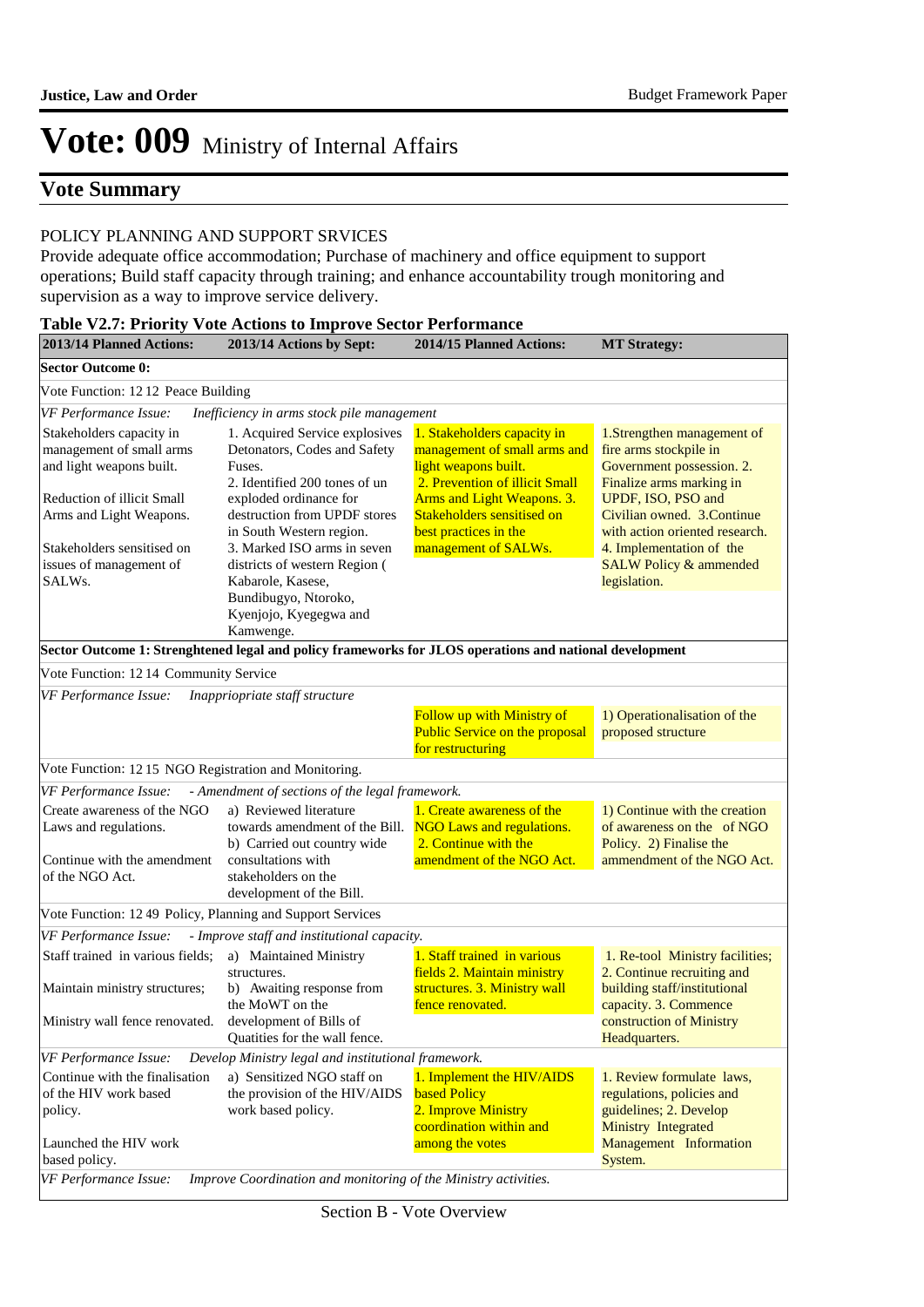# Vote: 009 Ministry of Internal Affairs

## Vote Summary

POLICY PLANNING AND SUPPORT SRVICES
Provide adequate office accommodation; Purchase of machinery and office equipment to support operations; Build staff capacity through training; and enhance accountability trough monitoring and supervision as a way to improve service delivery.

**Table V2.7: Priority Vote Actions to Improve Sector Performance**

| 2013/14 Planned Actions: | 2013/14 Actions by Sept: | 2014/15 Planned Actions: | MT Strategy: |
|---|---|---|---|
| **Sector Outcome 0:** | | | |
| Vote Function: 12 12 Peace Building | | | |
| *VF Performance Issue: Inefficiency in arms stock pile management* | | | |
| Stakeholders capacity in management of small arms and light weapons built.<br><br>Reduction of illicit Small Arms and Light Weapons.<br><br>Stakeholders sensitised on issues of management of SALWs. | 1. Acquired Service explosives Detonators, Codes and Safety Fuses.<br>2. Identified 200 tones of un exploded ordinance for destruction from UPDF stores in South Western region.<br>3. Marked ISO arms in seven districts of western Region ( Kabarole, Kasese, Bundibugyo, Ntoroko, Kyenjojo, Kyegegwa and Kamwenge. | 1. Stakeholders capacity in management of small arms and light weapons built.<br>2. Prevention of illicit Small Arms and Light Weapons. 3. Stakeholders sensitised on best practices in the management of SALWs. | 1.Strengthen management of fire arms stockpile in Government possession. 2. Finalize arms marking in UPDF, ISO, PSO and Civilian owned. 3.Continue with action oriented research. 4. Implementation of the SALW Policy & ammended legislation. |
| **Sector Outcome 1: Strenghtened legal and policy frameworks for JLOS operations and national development** | | | |
| Vote Function: 12 14 Community Service | | | |
| *VF Performance Issue: Inappriopriate staff structure* | | | |
| | | Follow up with Ministry of Public Service on the proposal for restructuring | 1) Operationalisation of the proposed structure |
| Vote Function: 12 15 NGO Registration and Monitoring. | | | |
| *VF Performance Issue: - Amendment of sections of the legal framework.* | | | |
| Create awareness of the NGO Laws and regulations.<br><br>Continue with the amendment of the NGO Act. | a) Reviewed literature towards amendment of the Bill.<br>b) Carried out country wide consultations with stakeholders on the development of the Bill. | 1. Create awareness of the NGO Laws and regulations.<br>2. Continue with the amendment of the NGO Act. | 1) Continue with the creation of awareness on the of NGO Policy. 2) Finalise the ammendment of the NGO Act. |
| Vote Function: 12 49 Policy, Planning and Support Services | | | |
| *VF Performance Issue: - Improve staff and institutional capacity.* | | | |
| Staff trained in various fields;<br><br>Maintain ministry structures;<br><br>Ministry wall fence renovated. | a) Maintained Ministry structures.<br>b) Awaiting response from the MoWT on the development of Bills of Quatities for the wall fence. | 1. Staff trained in various fields 2. Maintain ministry structures. 3. Ministry wall fence renovated. | 1. Re-tool Ministry facilities; 2. Continue recruiting and building staff/institutional capacity. 3. Commence construction of Ministry Headquarters. |
| *VF Performance Issue: Develop Ministry legal and institutional framework.* | | | |
| Continue with the finalisation of the HIV work based policy.<br><br>Launched the HIV work based policy. | a) Sensitized NGO staff on the provision of the HIV/AIDS work based policy. | 1. Implement the HIV/AIDS based Policy<br>2. Improve Ministry coordination within and among the votes | 1. Review formulate laws, regulations, policies and guidelines; 2. Develop Ministry Integrated Management Information System. |
| *VF Performance Issue: Improve Coordination and monitoring of the Ministry activities.* | | | |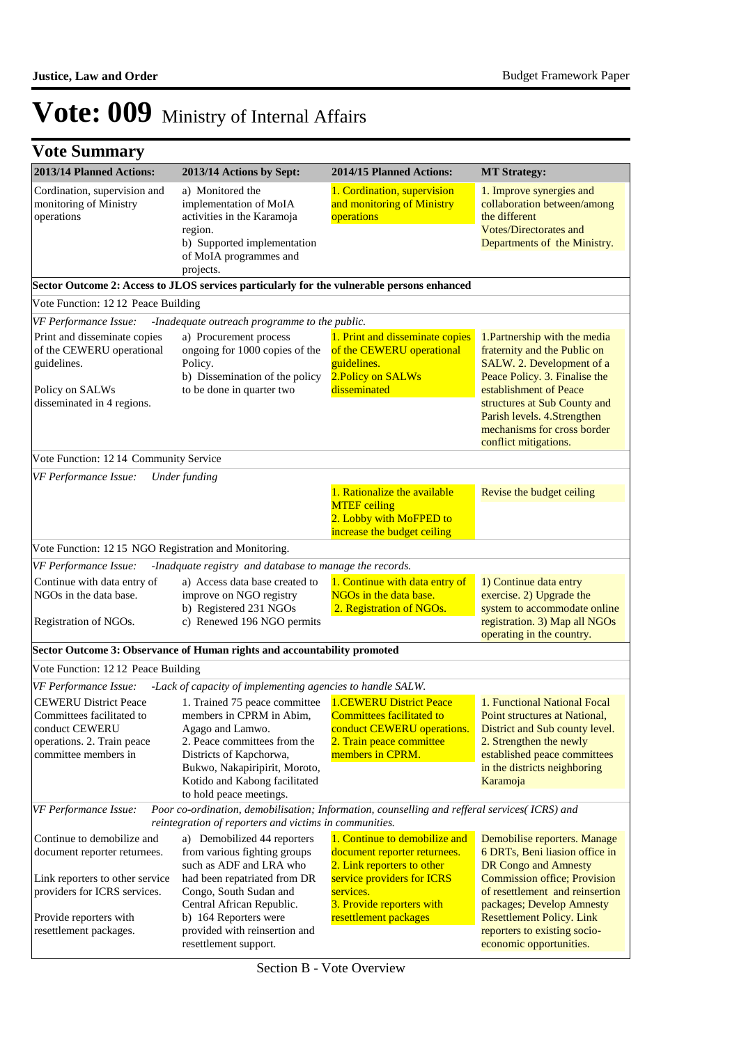# Vote: 009 Ministry of Internal Affairs

## Vote Summary

| 2013/14 Planned Actions: | 2013/14 Actions by Sept: | 2014/15 Planned Actions: | MT Strategy: |
|---|---|---|---|
| Cordination, supervision and monitoring of Ministry operations | a) Monitored the implementation of MoIA activities in the Karamoja region. b) Supported implementation of MoIA programmes and projects. | 1. Cordination, supervision and monitoring of Ministry operations | 1. Improve synergies and collaboration between/among the different Votes/Directorates and Departments of the Ministry. |
| **Sector Outcome 2: Access to JLOS services particularly for the vulnerable persons enhanced** | | | |
| Vote Function: 12 12 Peace Building | | | |
| *VF Performance Issue: -Inadequate outreach programme to the public.* | | | |
| Print and disseminate copies of the CEWERU operational guidelines.<br><br>Policy on SALWs disseminated in 4 regions. | a) Procurement process ongoing for 1000 copies of the Policy. b) Dissemination of the policy to be done in quarter two | 1. Print and disseminate copies of the CEWERU operational guidelines. 2.Policy on SALWs disseminated | 1.Partnership with the media fraternity and the Public on SALW. 2. Development of a Peace Policy. 3. Finalise the establishment of Peace structures at Sub County and Parish levels. 4.Strengthen mechanisms for cross border conflict mitigations. |
| Vote Function: 12 14 Community Service | | | |
| *VF Performance Issue: Under funding* | | | |
| | | 1. Rationalize the available MTEF ceiling 2. Lobby with MoFPED to increase the budget ceiling | Revise the budget ceiling |
| Vote Function: 12 15 NGO Registration and Monitoring. | | | |
| *VF Performance Issue: -Inadquate registry and database to manage the records.* | | | |
| Continue with data entry of NGOs in the data base.<br><br>Registration of NGOs. | a) Access data base created to improve on NGO registry b) Registered 231 NGOs c) Renewed 196 NGO permits | 1. Continue with data entry of NGOs in the data base. 2. Registration of NGOs. | 1) Continue data entry exercise. 2) Upgrade the system to accommodate online registration. 3) Map all NGOs operating in the country. |
| **Sector Outcome 3: Observance of Human rights and accountability promoted** | | | |
| Vote Function: 12 12 Peace Building | | | |
| *VF Performance Issue: -Lack of capacity of implementing agencies to handle SALW.* | | | |
| CEWERU District Peace Committees facilitated to conduct CEWERU operations. 2. Train peace committee members in | 1. Trained 75 peace committee members in CPRM in Abim, Agago and Lamwo. 2. Peace committees from the Districts of Kapchorwa, Bukwo, Nakapiripirit, Moroto, Kotido and Kabong facilitated to hold peace meetings. | 1.CEWERU District Peace Committees facilitated to conduct CEWERU operations. 2. Train peace committee members in CPRM. | 1. Functional National Focal Point structures at National, District and Sub county level. 2. Strengthen the newly established peace committees in the districts neighboring Karamoja |
| *VF Performance Issue: Poor co-ordination, demobilisation; Information, counselling and refferal services( ICRS) and reintegration of reporters and victims in communities.* | | | |
| Continue to demobilize and document reporter returnees.<br><br>Link reporters to other service providers for ICRS services.<br><br>Provide reporters with resettlement packages. | a) Demobilized 44 reporters from various fighting groups such as ADF and LRA who had been repatriated from DR Congo, South Sudan and Central African Republic. b) 164 Reporters were provided with reinsertion and resettlement support. | 1. Continue to demobilize and document reporter returnees. 2. Link reporters to other service providers for ICRS services. 3. Provide reporters with resettlement packages | Demobilise reporters. Manage 6 DRTs, Beni liasion office in DR Congo and Amnesty Commission office; Provision of resettlement and reinsertion packages; Develop Amnesty Resettlement Policy. Link reporters to existing socio-economic opportunities. |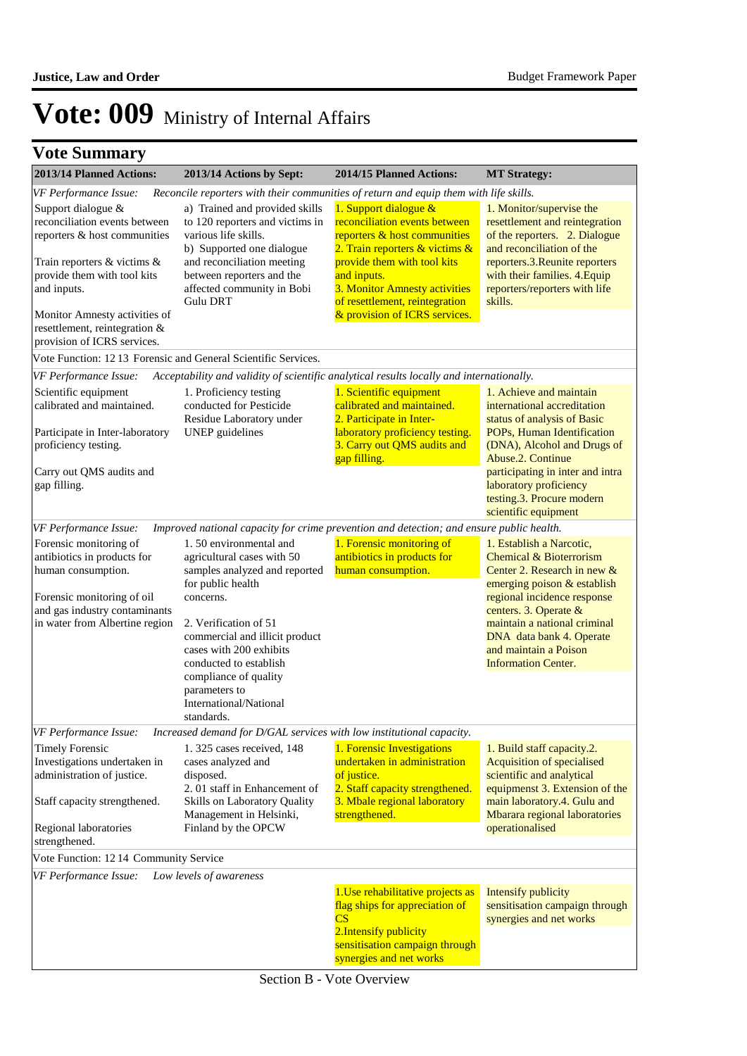# Vote: 009 Ministry of Internal Affairs

## Vote Summary

| 2013/14 Planned Actions: | 2013/14 Actions by Sept: | 2014/15 Planned Actions: | MT Strategy: |
|---|---|---|---|
| *VF Performance Issue: Reconcile reporters with their communities of return and equip them with life skills.* | | | |
| Support dialogue & reconciliation events between reporters & host communities<br><br>Train reporters & victims & provide them with tool kits and inputs.<br><br>Monitor Amnesty activities of resettlement, reintegration & provision of ICRS services. | a) Trained and provided skills to 120 reporters and victims in various life skills.<br>b) Supported one dialogue and reconciliation meeting between reporters and the affected community in Bobi Gulu DRT | 1. Support dialogue & reconciliation events between reporters & host communities<br>2. Train reporters & victims & provide them with tool kits and inputs.<br>3. Monitor Amnesty activities of resettlement, reintegration & provision of ICRS services. | 1. Monitor/supervise the resettlement and reintegration of the reporters. 2. Dialogue and reconciliation of the reporters.3.Reunite reporters with their families. 4.Equip reporters/reporters with life skills. |
| Vote Function: 12 13 Forensic and General Scientific Services. | | | |
| *VF Performance Issue: Acceptability and validity of scientific analytical results locally and internationally.* | | | |
| Scientific equipment calibrated and maintained.<br><br>Participate in Inter-laboratory proficiency testing.<br><br>Carry out QMS audits and gap filling. | 1. Proficiency testing conducted for Pesticide Residue Laboratory under UNEP guidelines | 1. Scientific equipment calibrated and maintained.<br>2. Participate in Inter-laboratory proficiency testing.<br>3. Carry out QMS audits and gap filling. | 1. Achieve and maintain international accreditation status of analysis of Basic POPs, Human Identification (DNA), Alcohol and Drugs of Abuse.2. Continue participating in inter and intra laboratory proficiency testing.3. Procure modern scientific equipment |
| *VF Performance Issue: Improved national capacity for crime prevention and detection; and ensure public health.* | | | |
| Forensic monitoring of antibiotics in products for human consumption.<br><br>Forensic monitoring of oil and gas industry contaminants in water from Albertine region | 1. 50 environmental and agricultural cases with 50 samples analyzed and reported for public health concerns.<br><br>2. Verification of 51 commercial and illicit product cases with 200 exhibits conducted to establish compliance of quality parameters to International/National standards. | 1. Forensic monitoring of antibiotics in products for human consumption. | 1. Establish a Narcotic, Chemical & Bioterrorism Center 2. Research in new & emerging poison & establish regional incidence response centers. 3. Operate & maintain a national criminal DNA data bank 4. Operate and maintain a Poison Information Center. |
| *VF Performance Issue: Increased demand for D/GAL services with low institutional capacity.* | | | |
| Timely Forensic Investigations undertaken in administration of justice.<br><br>Staff capacity strengthened.<br><br>Regional laboratories strengthened. | 1. 325 cases received, 148 cases analyzed and disposed.<br>2. 01 staff in Enhancement of Skills on Laboratory Quality Management in Helsinki, Finland by the OPCW | 1. Forensic Investigations undertaken in administration of justice.<br>2. Staff capacity strengthened.<br>3. Mbale regional laboratory strengthened. | 1. Build staff capacity.2. Acquisition of specialised scientific and analytical equipmenst 3. Extension of the main laboratory.4. Gulu and Mbarara regional laboratories operationalised |
| Vote Function: 12 14 Community Service | | | |
| *VF Performance Issue: Low levels of awareness* | | | |
| | | 1.Use rehabilitative projects as flag ships for appreciation of CS<br>2.Intensify publicity sensitisation campaign through synergies and net works | Intensify publicity sensitisation campaign through synergies and net works |

Section B - Vote Overview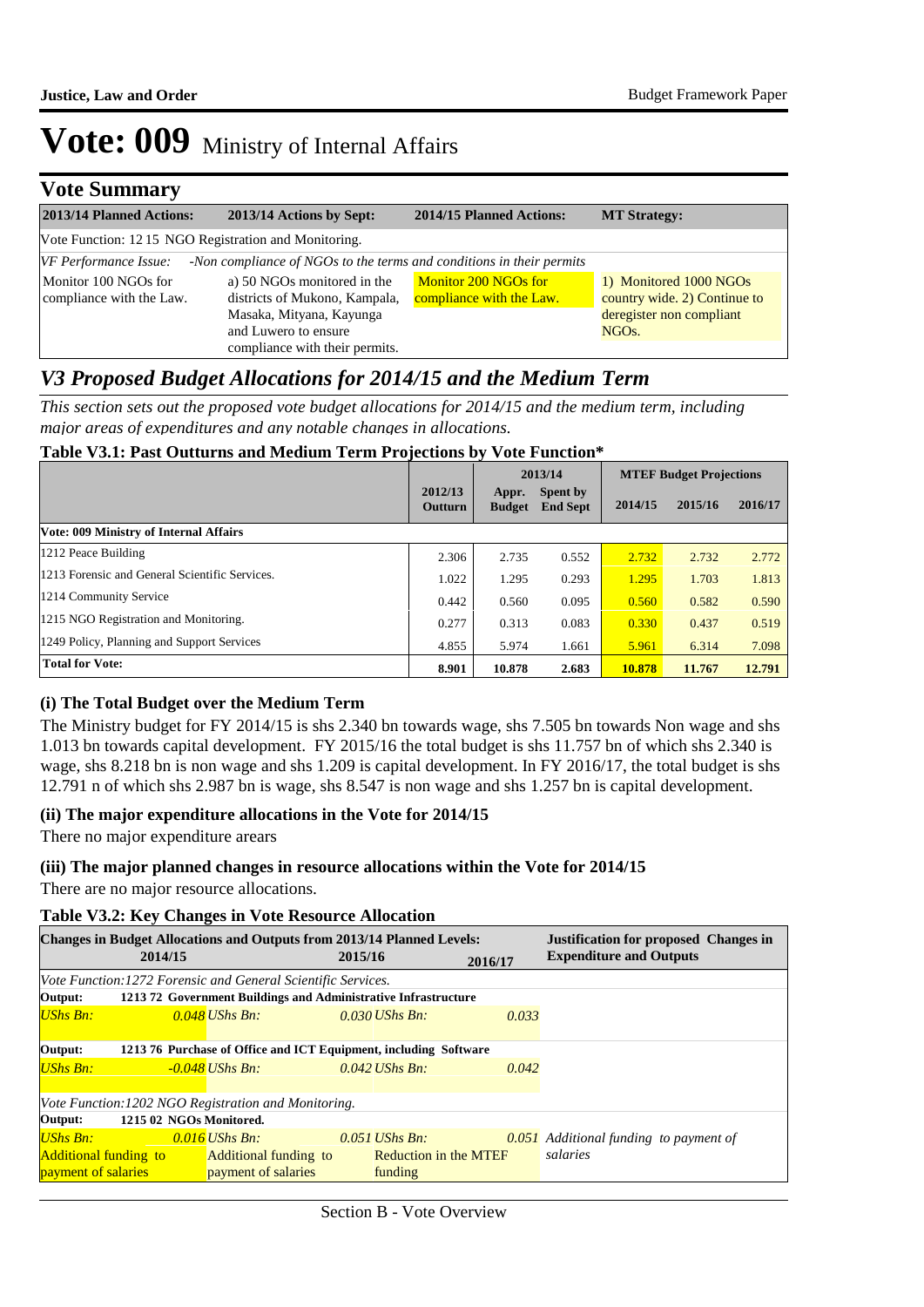# Vote: 009 Ministry of Internal Affairs

## Vote Summary

| 2013/14 Planned Actions: | 2013/14 Actions by Sept: | 2014/15 Planned Actions: | MT Strategy: |
|---|---|---|---|
| Vote Function: 12 15 NGO Registration and Monitoring. | | | |
| *VF Performance Issue:* *-Non compliance of NGOs to the terms and conditions in their permits* | | | |
| Monitor 100 NGOs for compliance with the Law. | a) 50 NGOs monitored in the districts of Mukono, Kampala, Masaka, Mityana, Kayunga and Luwero to ensure compliance with their permits. | Monitor 200 NGOs for compliance with the Law. | 1) Monitored 1000 NGOs country wide. 2) Continue to deregister non compliant NGOs. |

## *V3 Proposed Budget Allocations for 2014/15 and the Medium Term*

*This section sets out the proposed vote budget allocations for 2014/15 and the medium term, including major areas of expenditures and any notable changes in allocations.*

**Table V3.1: Past Outturns and Medium Term Projections by Vote Function\***

| | 2012/13 | 2013/14 | | MTEF Budget Projections | | |
|---|---|---|---|---|---|---|
| | Outturn | Appr. Budget | Spent by End Sept | 2014/15 | 2015/16 | 2016/17 |
| **Vote: 009 Ministry of Internal Affairs** | | | | | | |
| 1212 Peace Building | 2.306 | 2.735 | 0.552 | 2.732 | 2.732 | 2.772 |
| 1213 Forensic and General Scientific Services. | 1.022 | 1.295 | 0.293 | 1.295 | 1.703 | 1.813 |
| 1214 Community Service | 0.442 | 0.560 | 0.095 | 0.560 | 0.582 | 0.590 |
| 1215 NGO Registration and Monitoring. | 0.277 | 0.313 | 0.083 | 0.330 | 0.437 | 0.519 |
| 1249 Policy, Planning and Support Services | 4.855 | 5.974 | 1.661 | 5.961 | 6.314 | 7.098 |
| **Total for Vote:** | **8.901** | **10.878** | **2.683** | **10.878** | **11.767** | **12.791** |

### (i) The Total Budget over the Medium Term

The Ministry budget for FY 2014/15 is shs 2.340 bn towards wage, shs 7.505 bn towards Non wage and shs 1.013 bn towards capital development. FY 2015/16 the total budget is shs 11.757 bn of which shs 2.340 is wage, shs 8.218 bn is non wage and shs 1.209 is capital development. In FY 2016/17, the total budget is shs 12.791 n of which shs 2.987 bn is wage, shs 8.547 is non wage and shs 1.257 bn is capital development.

### (ii) The major expenditure allocations in the Vote for 2014/15

There no major expenditure arears

### (iii) The major planned changes in resource allocations within the Vote for 2014/15

There are no major resource allocations.

**Table V3.2: Key Changes in Vote Resource Allocation**

| Changes in Budget Allocations and Outputs from 2013/14 Planned Levels: 2014/15 | 2015/16 | 2016/17 | Justification for proposed Changes in Expenditure and Outputs |
|---|---|---|---|
| *Vote Function:1272 Forensic and General Scientific Services.* | | | |
| **Output: 1213 72 Government Buildings and Administrative Infrastructure** | | | |
| *UShs Bn: 0.048* | *UShs Bn: 0.030* | *UShs Bn: 0.033* | |
| **Output: 1213 76 Purchase of Office and ICT Equipment, including Software** | | | |
| *UShs Bn: -0.048* | *UShs Bn: 0.042* | *UShs Bn: 0.042* | |
| *Vote Function:1202 NGO Registration and Monitoring.* | | | |
| **Output: 1215 02 NGOs Monitored.** | | | |
| *UShs Bn: 0.016* | *UShs Bn: 0.051* | *UShs Bn: 0.051* | *Additional funding to payment of salaries* |
| Additional funding to payment of salaries | Additional funding to payment of salaries | Reduction in the MTEF funding | |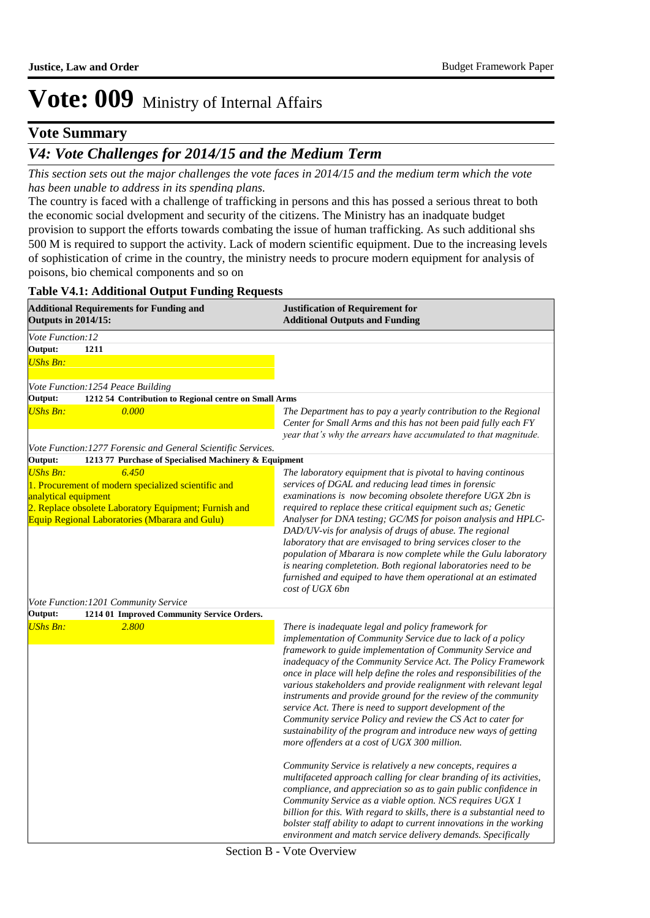# Vote: 009 Ministry of Internal Affairs

## Vote Summary

## *V4: Vote Challenges for 2014/15 and the Medium Term*

*This section sets out the major challenges the vote faces in 2014/15 and the medium term which the vote has been unable to address in its spending plans.*

The country is faced with a challenge of trafficking in persons and this has possed a serious threat to both the economic social dvelopment and security of the citizens. The Ministry has an inadquate budget provision to support the efforts towards combating the issue of human trafficking. As such additional shs 500 M is required to support the activity. Lack of modern scientific equipment. Due to the increasing levels of sophistication of crime in the country, the ministry needs to procure modern equipment for analysis of poisons, bio chemical components and so on

**Table V4.1: Additional Output Funding Requests**

| **Additional Requirements for Funding and Outputs in 2014/15:** | **Justification of Requirement for Additional Outputs and Funding** |
|---|---|
| *Vote Function:12* | |
| **Output: 1211** | |
| *UShs Bn:* | |
| *Vote Function:1254 Peace Building* | |
| **Output: 1212 54 Contribution to Regional centre on Small Arms** | |
| *UShs Bn: 0.000* | *The Department has to pay a yearly contribution to the Regional Center for Small Arms and this has not been paid fully each FY year that's why the arrears have accumulated to that magnitude.* |
| *Vote Function:1277 Forensic and General Scientific Services.* | |
| **Output: 1213 77 Purchase of Specialised Machinery & Equipment** | |
| *UShs Bn: 6.450*<br>1. Procurement of modern specialized scientific and analytical equipment<br>2. Replace obsolete Laboratory Equipment; Furnish and Equip Regional Laboratories (Mbarara and Gulu) | *The laboratory equipment that is pivotal to having continous services of DGAL and reducing lead times in forensic examinations is now becoming obsolete therefore UGX 2bn is required to replace these critical equipment such as; Genetic Analyser for DNA testing; GC/MS for poison analysis and HPLC-DAD/UV-vis for analysis of drugs of abuse. The regional laboratory that are envisaged to bring services closer to the population of Mbarara is now complete while the Gulu laboratory is nearing completetion. Both regional laboratories need to be furnished and equiped to have them operational at an estimated cost of UGX 6bn* |
| *Vote Function:1201 Community Service* | |
| **Output: 1214 01 Improved Community Service Orders.** | |
| *UShs Bn: 2.800* | *There is inadequate legal and policy framework for implementation of Community Service due to lack of a policy framework to guide implementation of Community Service and inadequacy of the Community Service Act. The Policy Framework once in place will help define the roles and responsibilities of the various stakeholders and provide realignment with relevant legal instruments and provide ground for the review of the community service Act. There is need to support development of the Community service Policy and review the CS Act to cater for sustainability of the program and introduce new ways of getting more offenders at a cost of UGX 300 million.*<br><br>*Community Service is relatively a new concepts, requires a multifaceted approach calling for clear branding of its activities, compliance, and appreciation so as to gain public confidence in Community Service as a viable option. NCS requires UGX 1 billion for this. With regard to skills, there is a substantial need to bolster staff ability to adapt to current innovations in the working environment and match service delivery demands. Specifically* |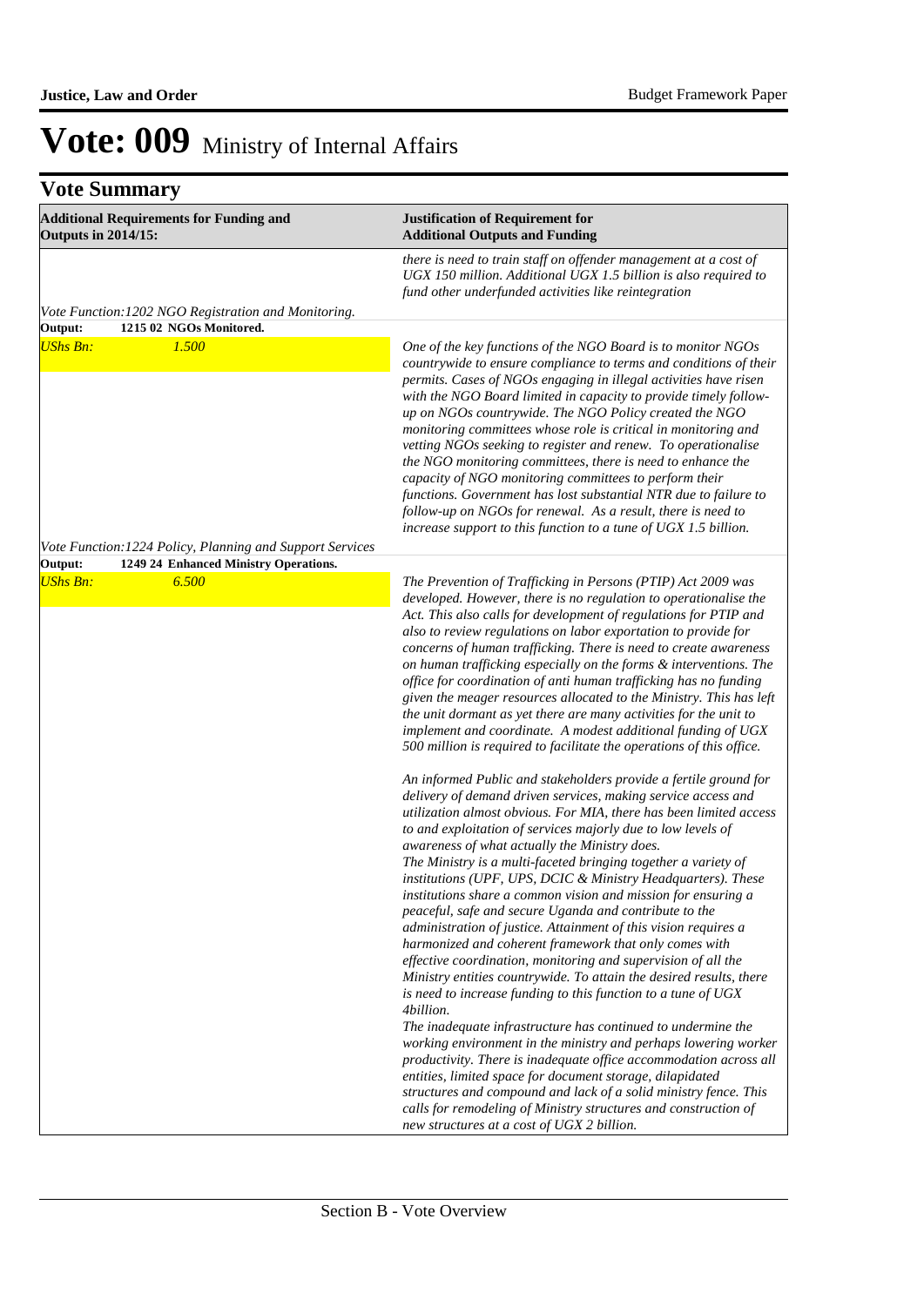# Vote: 009 Ministry of Internal Affairs

## Vote Summary

| Additional Requirements for Funding and Outputs in 2014/15: | Justification of Requirement for Additional Outputs and Funding |
|---|---|
| | *there is need to train staff on offender management at a cost of UGX 150 million. Additional UGX 1.5 billion is also required to fund other underfunded activities like reintegration* |
| *Vote Function:1202 NGO Registration and Monitoring.* | |
| **Output: 1215 02 NGOs Monitored.** | |
| *UShs Bn: 1.500* | *One of the key functions of the NGO Board is to monitor NGOs countrywide to ensure compliance to terms and conditions of their permits. Cases of NGOs engaging in illegal activities have risen with the NGO Board limited in capacity to provide timely follow-up on NGOs countrywide. The NGO Policy created the NGO monitoring committees whose role is critical in monitoring and vetting NGOs seeking to register and renew. To operationalise the NGO monitoring committees, there is need to enhance the capacity of NGO monitoring committees to perform their functions. Government has lost substantial NTR due to failure to follow-up on NGOs for renewal. As a result, there is need to increase support to this function to a tune of UGX 1.5 billion.* |
| *Vote Function:1224 Policy, Planning and Support Services* | |
| **Output: 1249 24 Enhanced Ministry Operations.** | |
| *UShs Bn: 6.500* | *The Prevention of Trafficking in Persons (PTIP) Act 2009 was developed. However, there is no regulation to operationalise the Act. This also calls for development of regulations for PTIP and also to review regulations on labor exportation to provide for concerns of human trafficking. There is need to create awareness on human trafficking especially on the forms & interventions. The office for coordination of anti human trafficking has no funding given the meager resources allocated to the Ministry. This has left the unit dormant as yet there are many activities for the unit to implement and coordinate. A modest additional funding of UGX 500 million is required to facilitate the operations of this office.*<br><br>*An informed Public and stakeholders provide a fertile ground for delivery of demand driven services, making service access and utilization almost obvious. For MIA, there has been limited access to and exploitation of services majorly due to low levels of awareness of what actually the Ministry does.*<br>*The Ministry is a multi-faceted bringing together a variety of institutions (UPF, UPS, DCIC & Ministry Headquarters). These institutions share a common vision and mission for ensuring a peaceful, safe and secure Uganda and contribute to the administration of justice. Attainment of this vision requires a harmonized and coherent framework that only comes with effective coordination, monitoring and supervision of all the Ministry entities countrywide. To attain the desired results, there is need to increase funding to this function to a tune of UGX 4billion.*<br>*The inadequate infrastructure has continued to undermine the working environment in the ministry and perhaps lowering worker productivity. There is inadequate office accommodation across all entities, limited space for document storage, dilapidated structures and compound and lack of a solid ministry fence. This calls for remodeling of Ministry structures and construction of new structures at a cost of UGX 2 billion.* |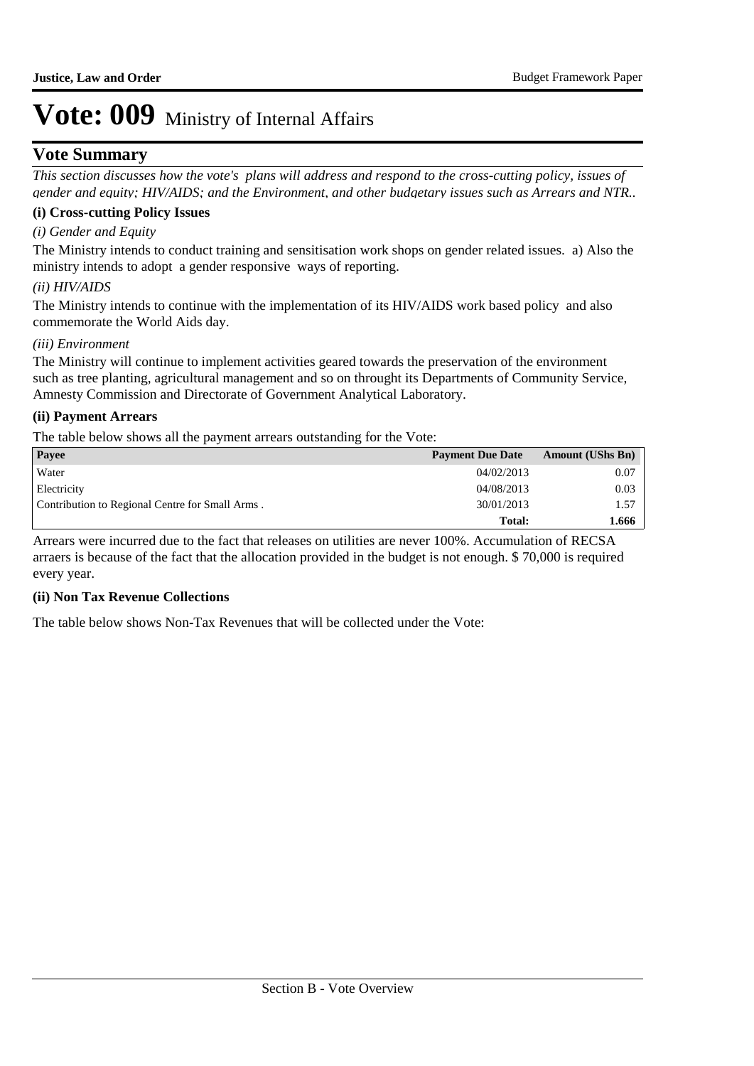# Vote: 009 Ministry of Internal Affairs

## Vote Summary

*This section discusses how the vote's plans will address and respond to the cross-cutting policy, issues of gender and equity; HIV/AIDS; and the Environment, and other budgetary issues such as Arrears and NTR..*

### (i) Cross-cutting Policy Issues

*(i) Gender and Equity*

The Ministry intends to conduct training and sensitisation work shops on gender related issues. a) Also the ministry intends to adopt a gender responsive ways of reporting.

*(ii) HIV/AIDS*

The Ministry intends to continue with the implementation of its HIV/AIDS work based policy and also commemorate the World Aids day.

*(iii) Environment*

The Ministry will continue to implement activities geared towards the preservation of the environment such as tree planting, agricultural management and so on throught its Departments of Community Service, Amnesty Commission and Directorate of Government Analytical Laboratory.

### (ii) Payment Arrears

The table below shows all the payment arrears outstanding for the Vote:

| Payee | Payment Due Date | Amount (UShs Bn) |
|---|---|---|
| Water | 04/02/2013 | 0.07 |
| Electricity | 04/08/2013 | 0.03 |
| Contribution to Regional Centre for Small Arms . | 30/01/2013 | 1.57 |
| | **Total:** | **1.666** |

Arrears were incurred due to the fact that releases on utilities are never 100%. Accumulation of RECSA arraers is because of the fact that the allocation provided in the budget is not enough. $ 70,000 is required every year.

### (ii) Non Tax Revenue Collections

The table below shows Non-Tax Revenues that will be collected under the Vote: